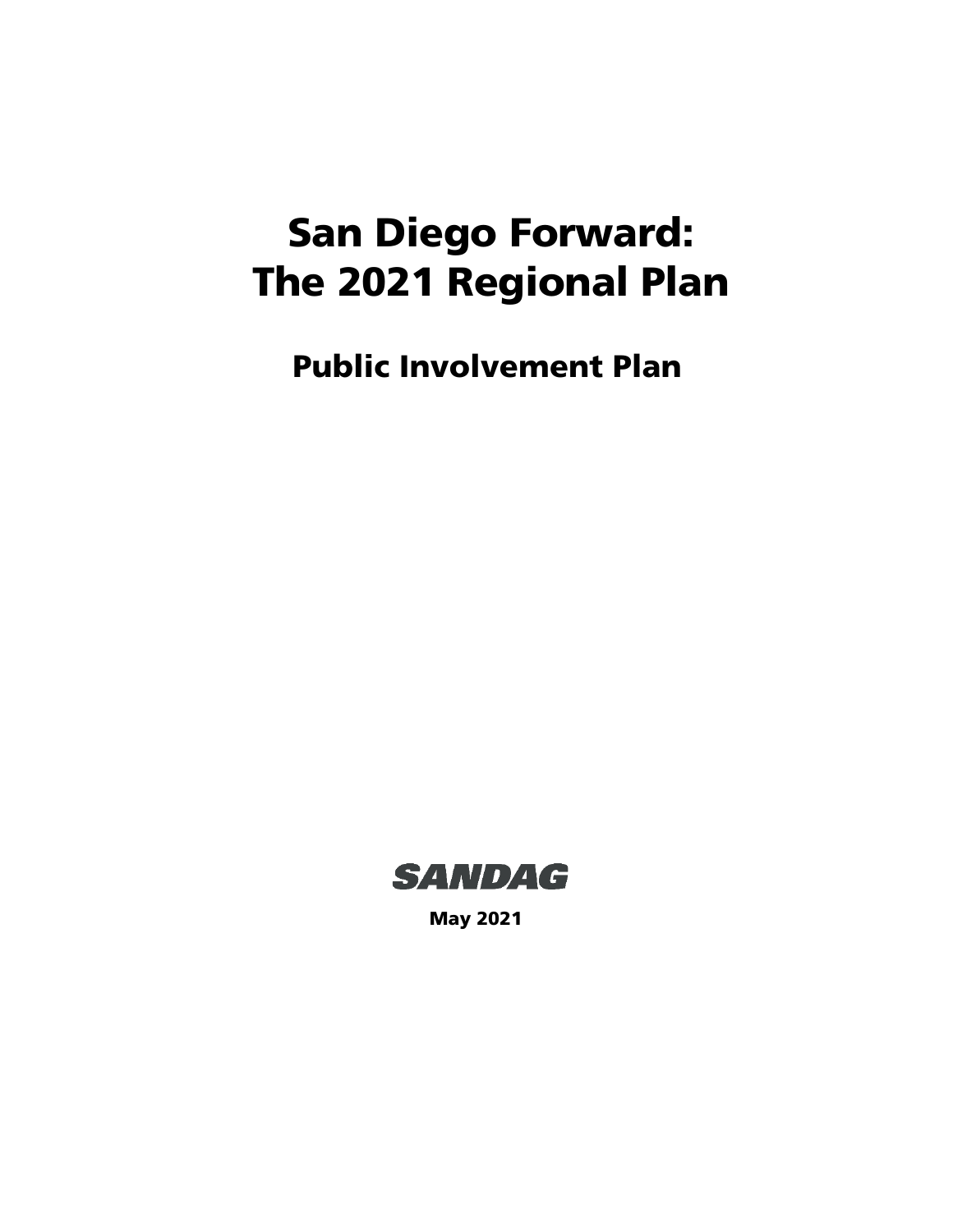# San Diego Forward: The 2021 Regional Plan

## Public Involvement Plan

SANDAG

May 2021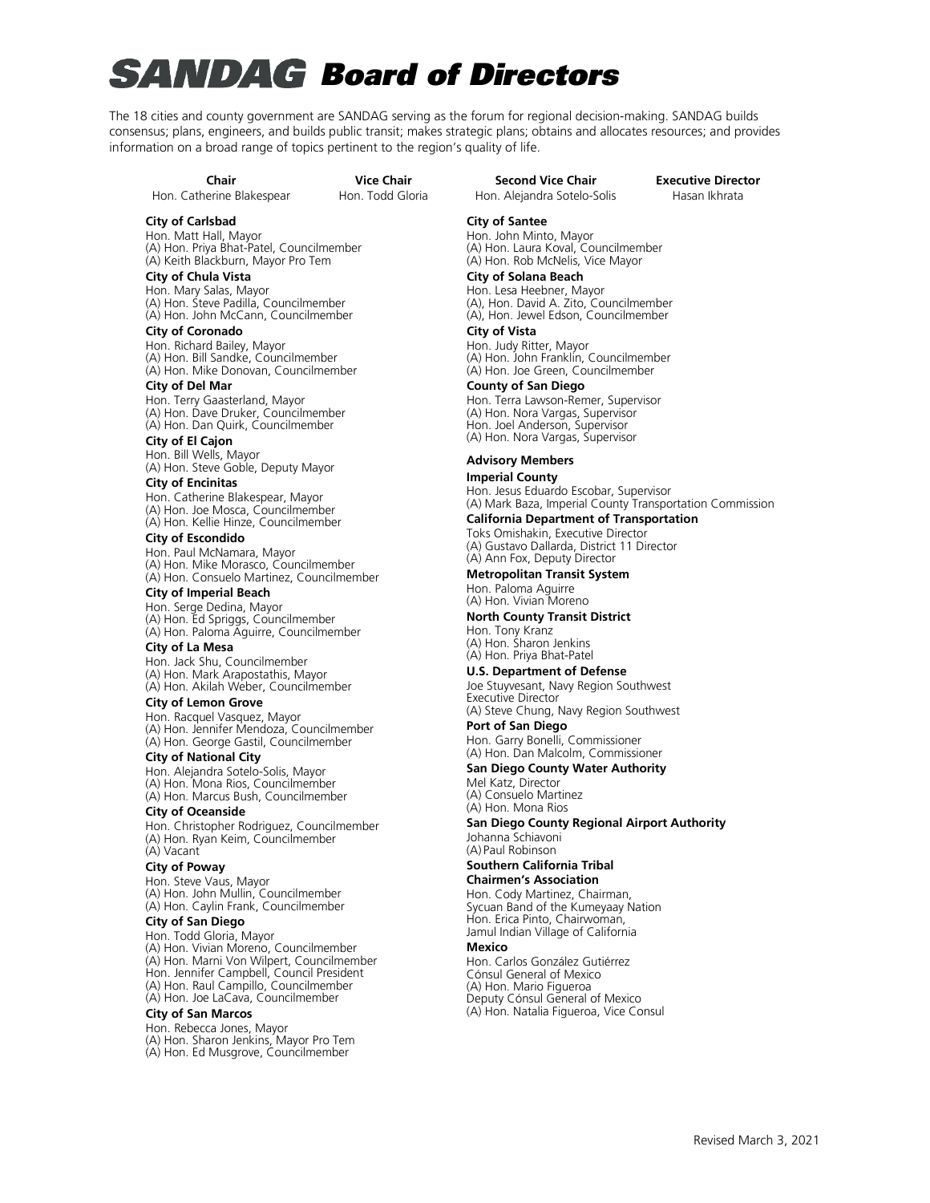# SANDAG Board of Directors

The 18 cities and county government are SANDAG serving as the forum for regional decision-making. SANDAG builds consensus; plans, engineers, and builds public transit; makes strategic plans; obtains and allocates resources; and provides information on a broad range of topics pertinent to the region's quality of life.

| Chair | Vice Chair | Second Vice Chair | Executive Director |
|---|---|---|---|
| Hon. Catherine Blakespear | Hon. Todd Gloria | Hon. Alejandra Sotelo-Solis | Hasan Ikhrata |

**City of Carlsbad**
Hon. Matt Hall, Mayor
(A) Hon. Priya Bhat-Patel, Councilmember
(A) Keith Blackburn, Mayor Pro Tem

**City of Chula Vista**
Hon. Mary Salas, Mayor
(A) Hon. Steve Padilla, Councilmember
(A) Hon. John McCann, Councilmember

**City of Coronado**
Hon. Richard Bailey, Mayor
(A) Hon. Bill Sandke, Councilmember
(A) Hon. Mike Donovan, Councilmember

**City of Del Mar**
Hon. Terry Gaasterland, Mayor
(A) Hon. Dave Druker, Councilmember
(A) Hon. Dan Quirk, Councilmember

**City of El Cajon**
Hon. Bill Wells, Mayor
(A) Hon. Steve Goble, Deputy Mayor

**City of Encinitas**
Hon. Catherine Blakespear, Mayor
(A) Hon. Joe Mosca, Councilmember
(A) Hon. Kellie Hinze, Councilmember

**City of Escondido**
Hon. Paul McNamara, Mayor
(A) Hon. Mike Morasco, Councilmember
(A) Hon. Consuelo Martinez, Councilmember

**City of Imperial Beach**
Hon. Serge Dedina, Mayor
(A) Hon. Ed Spriggs, Councilmember
(A) Hon. Paloma Aguirre, Councilmember

**City of La Mesa**
Hon. Jack Shu, Councilmember
(A) Hon. Mark Arapostathis, Mayor
(A) Hon. Akilah Weber, Councilmember

**City of Lemon Grove**
Hon. Racquel Vasquez, Mayor
(A) Hon. Jennifer Mendoza, Councilmember
(A) Hon. George Gastil, Councilmember

**City of National City**
Hon. Alejandra Sotelo-Solis, Mayor
(A) Hon. Mona Rios, Councilmember
(A) Hon. Marcus Bush, Councilmember

**City of Oceanside**
Hon. Christopher Rodriguez, Councilmember
(A) Hon. Ryan Keim, Councilmember
(A) Vacant

**City of Poway**
Hon. Steve Vaus, Mayor
(A) Hon. John Mullin, Councilmember
(A) Hon. Caylin Frank, Councilmember

**City of San Diego**
Hon. Todd Gloria, Mayor
(A) Hon. Vivian Moreno, Councilmember
(A) Hon. Marni Von Wilpert, Councilmember
Hon. Jennifer Campbell, Council President
(A) Hon. Raul Campillo, Councilmember
(A) Hon. Joe LaCava, Councilmember

**City of San Marcos**
Hon. Rebecca Jones, Mayor
(A) Hon. Sharon Jenkins, Mayor Pro Tem
(A) Hon. Ed Musgrove, Councilmember

**City of Santee**
Hon. John Minto, Mayor
(A) Hon. Laura Koval, Councilmember
(A) Hon. Rob McNelis, Vice Mayor

**City of Solana Beach**
Hon. Lesa Heebner, Mayor
(A), Hon. David A. Zito, Councilmember
(A), Hon. Jewel Edson, Councilmember

**City of Vista**
Hon. Judy Ritter, Mayor
(A) Hon. John Franklin, Councilmember
(A) Hon. Joe Green, Councilmember

**County of San Diego**
Hon. Terra Lawson-Remer, Supervisor
(A) Hon. Nora Vargas, Supervisor
Hon. Joel Anderson, Supervisor
(A) Hon. Nora Vargas, Supervisor

## Advisory Members

**Imperial County**
Hon. Jesus Eduardo Escobar, Supervisor
(A) Mark Baza, Imperial County Transportation Commission

**California Department of Transportation**
Toks Omishakin, Executive Director
(A) Gustavo Dallarda, District 11 Director
(A) Ann Fox, Deputy Director

**Metropolitan Transit System**
Hon. Paloma Aguirre
(A) Hon. Vivian Moreno

**North County Transit District**
Hon. Tony Kranz
(A) Hon. Sharon Jenkins
(A) Hon. Priya Bhat-Patel

**U.S. Department of Defense**
Joe Stuyvesant, Navy Region Southwest Executive Director
(A) Steve Chung, Navy Region Southwest

**Port of San Diego**
Hon. Garry Bonelli, Commissioner
(A) Hon. Dan Malcolm, Commissioner

**San Diego County Water Authority**
Mel Katz, Director
(A) Consuelo Martinez
(A) Hon. Mona Rios

**San Diego County Regional Airport Authority**
Johanna Schiavoni
(A) Paul Robinson

**Southern California Tribal Chairmen's Association**
Hon. Cody Martinez, Chairman, Sycuan Band of the Kumeyaay Nation
Hon. Erica Pinto, Chairwoman, Jamul Indian Village of California

**Mexico**
Hon. Carlos González Gutiérrez
Cónsul General of Mexico
(A) Hon. Mario Figueroa
Deputy Cónsul General of Mexico
(A) Hon. Natalia Figueroa, Vice Consul

Revised March 3, 2021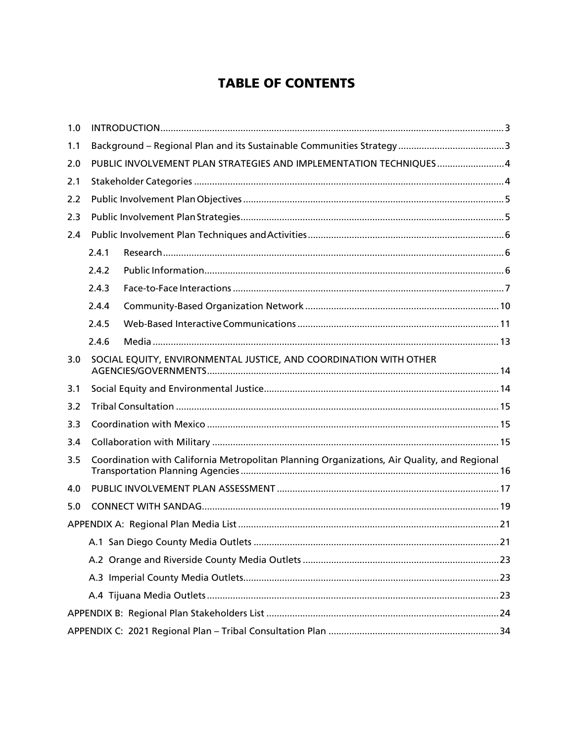# TABLE OF CONTENTS

| | | |
|---|---|---|
| 1.0 | INTRODUCTION | 3 |
| 1.1 | Background – Regional Plan and its Sustainable Communities Strategy | 3 |
| 2.0 | PUBLIC INVOLVEMENT PLAN STRATEGIES AND IMPLEMENTATION TECHNIQUES | 4 |
| 2.1 | Stakeholder Categories | 4 |
| 2.2 | Public Involvement Plan Objectives | 5 |
| 2.3 | Public Involvement Plan Strategies | 5 |
| 2.4 | Public Involvement Plan Techniques and Activities | 6 |
| 2.4.1 | Research | 6 |
| 2.4.2 | Public Information | 6 |
| 2.4.3 | Face-to-Face Interactions | 7 |
| 2.4.4 | Community-Based Organization Network | 10 |
| 2.4.5 | Web-Based Interactive Communications | 11 |
| 2.4.6 | Media | 13 |
| 3.0 | SOCIAL EQUITY, ENVIRONMENTAL JUSTICE, AND COORDINATION WITH OTHER AGENCIES/GOVERNMENTS | 14 |
| 3.1 | Social Equity and Environmental Justice | 14 |
| 3.2 | Tribal Consultation | 15 |
| 3.3 | Coordination with Mexico | 15 |
| 3.4 | Collaboration with Military | 15 |
| 3.5 | Coordination with California Metropolitan Planning Organizations, Air Quality, and Regional Transportation Planning Agencies | 16 |
| 4.0 | PUBLIC INVOLVEMENT PLAN ASSESSMENT | 17 |
| 5.0 | CONNECT WITH SANDAG | 19 |
| | APPENDIX A: Regional Plan Media List | 21 |
| | A.1 San Diego County Media Outlets | 21 |
| | A.2 Orange and Riverside County Media Outlets | 23 |
| | A.3 Imperial County Media Outlets | 23 |
| | A.4 Tijuana Media Outlets | 23 |
| | APPENDIX B: Regional Plan Stakeholders List | 24 |
| | APPENDIX C: 2021 Regional Plan – Tribal Consultation Plan | 34 |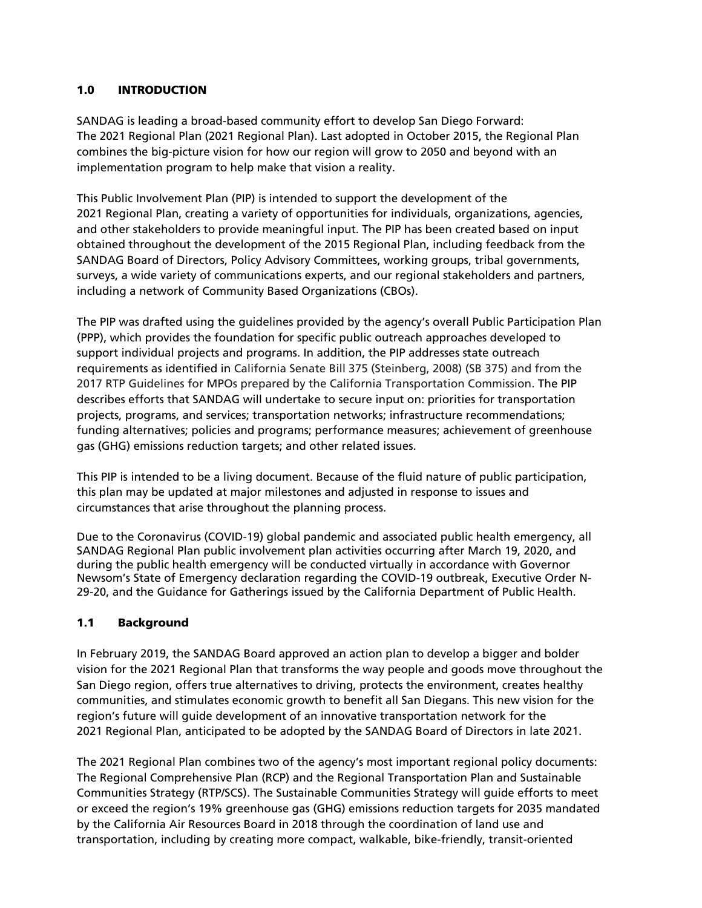## 1.0 INTRODUCTION

SANDAG is leading a broad-based community effort to develop San Diego Forward: The 2021 Regional Plan (2021 Regional Plan). Last adopted in October 2015, the Regional Plan combines the big-picture vision for how our region will grow to 2050 and beyond with an implementation program to help make that vision a reality.

This Public Involvement Plan (PIP) is intended to support the development of the 2021 Regional Plan, creating a variety of opportunities for individuals, organizations, agencies, and other stakeholders to provide meaningful input. The PIP has been created based on input obtained throughout the development of the 2015 Regional Plan, including feedback from the SANDAG Board of Directors, Policy Advisory Committees, working groups, tribal governments, surveys, a wide variety of communications experts, and our regional stakeholders and partners, including a network of Community Based Organizations (CBOs).

The PIP was drafted using the guidelines provided by the agency's overall Public Participation Plan (PPP), which provides the foundation for specific public outreach approaches developed to support individual projects and programs. In addition, the PIP addresses state outreach requirements as identified in California Senate Bill 375 (Steinberg, 2008) (SB 375) and from the 2017 RTP Guidelines for MPOs prepared by the California Transportation Commission. The PIP describes efforts that SANDAG will undertake to secure input on: priorities for transportation projects, programs, and services; transportation networks; infrastructure recommendations; funding alternatives; policies and programs; performance measures; achievement of greenhouse gas (GHG) emissions reduction targets; and other related issues.

This PIP is intended to be a living document. Because of the fluid nature of public participation, this plan may be updated at major milestones and adjusted in response to issues and circumstances that arise throughout the planning process.

Due to the Coronavirus (COVID-19) global pandemic and associated public health emergency, all SANDAG Regional Plan public involvement plan activities occurring after March 19, 2020, and during the public health emergency will be conducted virtually in accordance with Governor Newsom's State of Emergency declaration regarding the COVID-19 outbreak, Executive Order N-29-20, and the Guidance for Gatherings issued by the California Department of Public Health.

### 1.1 Background

In February 2019, the SANDAG Board approved an action plan to develop a bigger and bolder vision for the 2021 Regional Plan that transforms the way people and goods move throughout the San Diego region, offers true alternatives to driving, protects the environment, creates healthy communities, and stimulates economic growth to benefit all San Diegans. This new vision for the region's future will guide development of an innovative transportation network for the 2021 Regional Plan, anticipated to be adopted by the SANDAG Board of Directors in late 2021.

The 2021 Regional Plan combines two of the agency's most important regional policy documents: The Regional Comprehensive Plan (RCP) and the Regional Transportation Plan and Sustainable Communities Strategy (RTP/SCS). The Sustainable Communities Strategy will guide efforts to meet or exceed the region's 19% greenhouse gas (GHG) emissions reduction targets for 2035 mandated by the California Air Resources Board in 2018 through the coordination of land use and transportation, including by creating more compact, walkable, bike-friendly, transit-oriented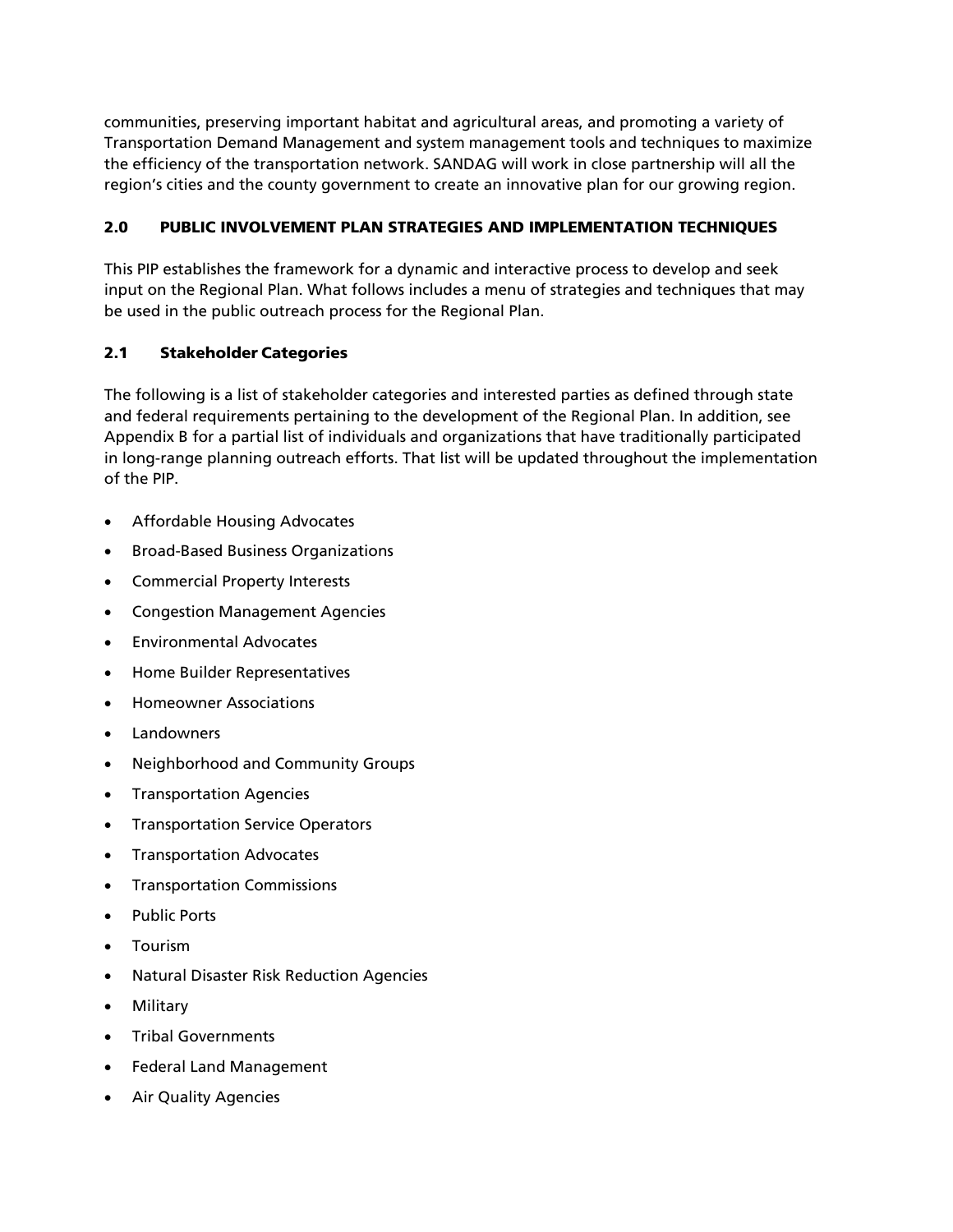communities, preserving important habitat and agricultural areas, and promoting a variety of Transportation Demand Management and system management tools and techniques to maximize the efficiency of the transportation network. SANDAG will work in close partnership will all the region's cities and the county government to create an innovative plan for our growing region.

## 2.0 PUBLIC INVOLVEMENT PLAN STRATEGIES AND IMPLEMENTATION TECHNIQUES

This PIP establishes the framework for a dynamic and interactive process to develop and seek input on the Regional Plan. What follows includes a menu of strategies and techniques that may be used in the public outreach process for the Regional Plan.

### 2.1 Stakeholder Categories

The following is a list of stakeholder categories and interested parties as defined through state and federal requirements pertaining to the development of the Regional Plan. In addition, see Appendix B for a partial list of individuals and organizations that have traditionally participated in long-range planning outreach efforts. That list will be updated throughout the implementation of the PIP.

- Affordable Housing Advocates
- Broad-Based Business Organizations
- Commercial Property Interests
- Congestion Management Agencies
- Environmental Advocates
- Home Builder Representatives
- Homeowner Associations
- Landowners
- Neighborhood and Community Groups
- Transportation Agencies
- Transportation Service Operators
- Transportation Advocates
- Transportation Commissions
- Public Ports
- Tourism
- Natural Disaster Risk Reduction Agencies
- Military
- Tribal Governments
- Federal Land Management
- Air Quality Agencies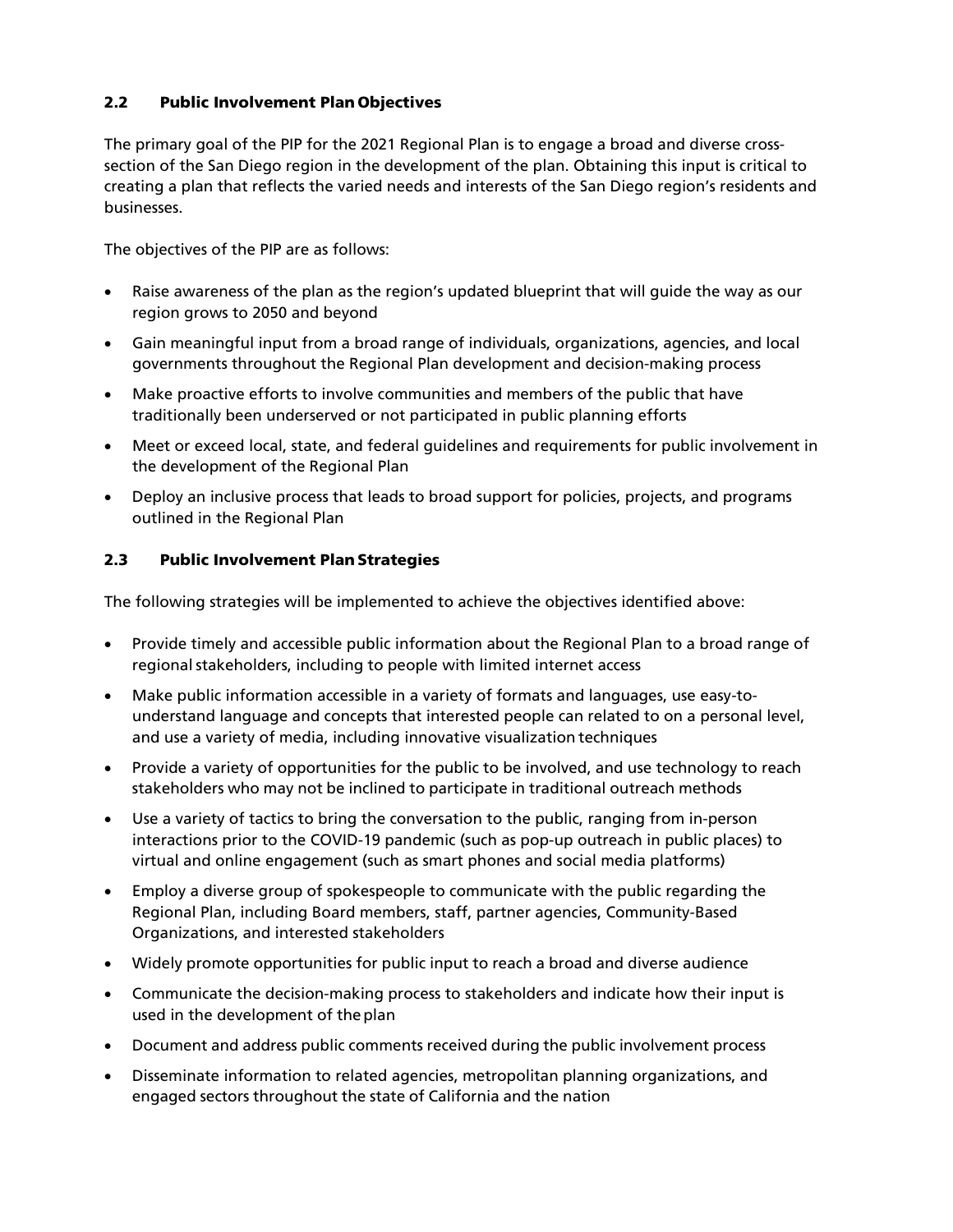### 2.2 Public Involvement Plan Objectives

The primary goal of the PIP for the 2021 Regional Plan is to engage a broad and diverse cross-section of the San Diego region in the development of the plan. Obtaining this input is critical to creating a plan that reflects the varied needs and interests of the San Diego region's residents and businesses.

The objectives of the PIP are as follows:

- Raise awareness of the plan as the region's updated blueprint that will guide the way as our region grows to 2050 and beyond
- Gain meaningful input from a broad range of individuals, organizations, agencies, and local governments throughout the Regional Plan development and decision-making process
- Make proactive efforts to involve communities and members of the public that have traditionally been underserved or not participated in public planning efforts
- Meet or exceed local, state, and federal guidelines and requirements for public involvement in the development of the Regional Plan
- Deploy an inclusive process that leads to broad support for policies, projects, and programs outlined in the Regional Plan

### 2.3 Public Involvement Plan Strategies

The following strategies will be implemented to achieve the objectives identified above:

- Provide timely and accessible public information about the Regional Plan to a broad range of regional stakeholders, including to people with limited internet access
- Make public information accessible in a variety of formats and languages, use easy-to-understand language and concepts that interested people can related to on a personal level, and use a variety of media, including innovative visualization techniques
- Provide a variety of opportunities for the public to be involved, and use technology to reach stakeholders who may not be inclined to participate in traditional outreach methods
- Use a variety of tactics to bring the conversation to the public, ranging from in-person interactions prior to the COVID-19 pandemic (such as pop-up outreach in public places) to virtual and online engagement (such as smart phones and social media platforms)
- Employ a diverse group of spokespeople to communicate with the public regarding the Regional Plan, including Board members, staff, partner agencies, Community-Based Organizations, and interested stakeholders
- Widely promote opportunities for public input to reach a broad and diverse audience
- Communicate the decision-making process to stakeholders and indicate how their input is used in the development of the plan
- Document and address public comments received during the public involvement process
- Disseminate information to related agencies, metropolitan planning organizations, and engaged sectors throughout the state of California and the nation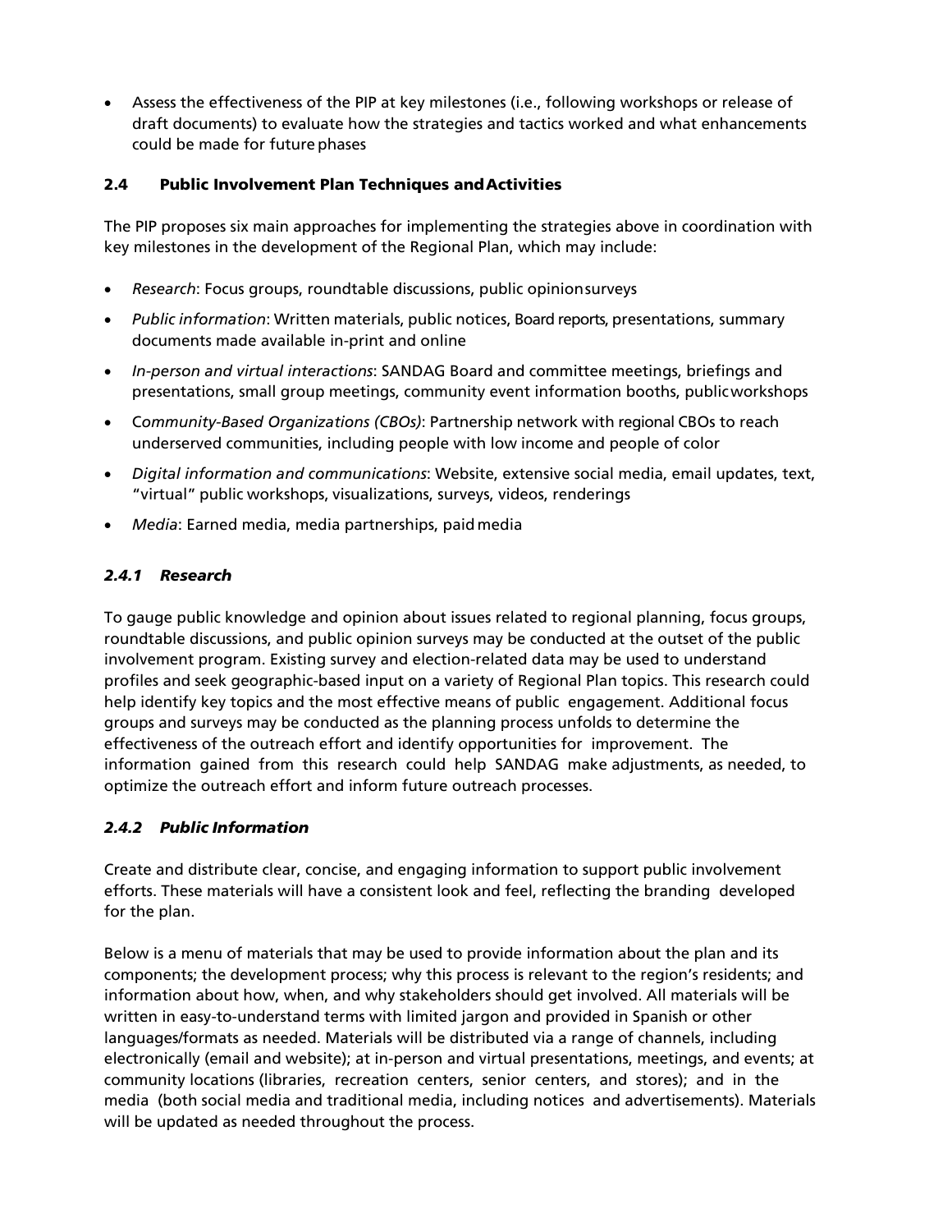- Assess the effectiveness of the PIP at key milestones (i.e., following workshops or release of draft documents) to evaluate how the strategies and tactics worked and what enhancements could be made for future phases

## 2.4 Public Involvement Plan Techniques and Activities

The PIP proposes six main approaches for implementing the strategies above in coordination with key milestones in the development of the Regional Plan, which may include:

- *Research*: Focus groups, roundtable discussions, public opinion surveys
- *Public information*: Written materials, public notices, Board reports, presentations, summary documents made available in-print and online
- *In-person and virtual interactions*: SANDAG Board and committee meetings, briefings and presentations, small group meetings, community event information booths, public workshops
- C*ommunity-Based Organizations (CBOs)*: Partnership network with regional CBOs to reach underserved communities, including people with low income and people of color
- *Digital information and communications*: Website, extensive social media, email updates, text, "virtual" public workshops, visualizations, surveys, videos, renderings
- *Media*: Earned media, media partnerships, paid media

### *2.4.1 Research*

To gauge public knowledge and opinion about issues related to regional planning, focus groups, roundtable discussions, and public opinion surveys may be conducted at the outset of the public involvement program. Existing survey and election-related data may be used to understand profiles and seek geographic-based input on a variety of Regional Plan topics. This research could help identify key topics and the most effective means of public engagement. Additional focus groups and surveys may be conducted as the planning process unfolds to determine the effectiveness of the outreach effort and identify opportunities for improvement. The information gained from this research could help SANDAG make adjustments, as needed, to optimize the outreach effort and inform future outreach processes.

### *2.4.2 Public Information*

Create and distribute clear, concise, and engaging information to support public involvement efforts. These materials will have a consistent look and feel, reflecting the branding developed for the plan.

Below is a menu of materials that may be used to provide information about the plan and its components; the development process; why this process is relevant to the region's residents; and information about how, when, and why stakeholders should get involved. All materials will be written in easy-to-understand terms with limited jargon and provided in Spanish or other languages/formats as needed. Materials will be distributed via a range of channels, including electronically (email and website); at in-person and virtual presentations, meetings, and events; at community locations (libraries, recreation centers, senior centers, and stores); and in the media (both social media and traditional media, including notices and advertisements). Materials will be updated as needed throughout the process.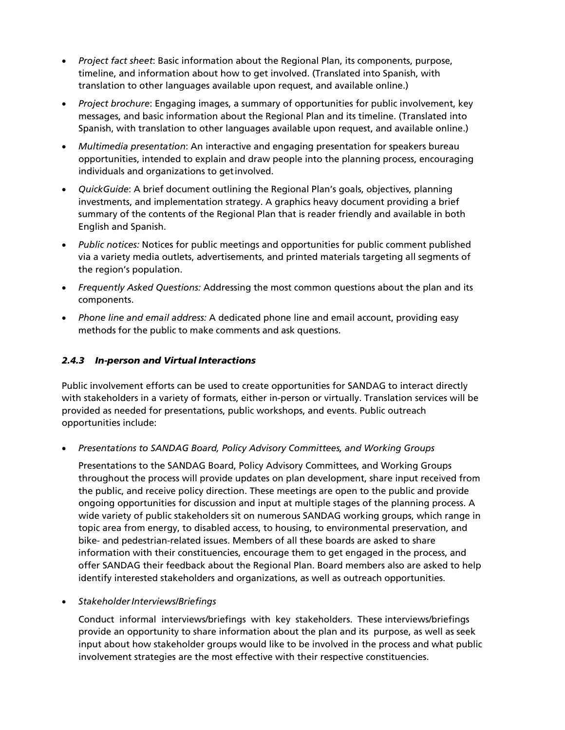- *Project fact sheet*: Basic information about the Regional Plan, its components, purpose, timeline, and information about how to get involved. (Translated into Spanish, with translation to other languages available upon request, and available online.)
- *Project brochure*: Engaging images, a summary of opportunities for public involvement, key messages, and basic information about the Regional Plan and its timeline. (Translated into Spanish, with translation to other languages available upon request, and available online.)
- *Multimedia presentation*: An interactive and engaging presentation for speakers bureau opportunities, intended to explain and draw people into the planning process, encouraging individuals and organizations to get involved.
- *QuickGuide*: A brief document outlining the Regional Plan's goals, objectives, planning investments, and implementation strategy. A graphics heavy document providing a brief summary of the contents of the Regional Plan that is reader friendly and available in both English and Spanish.
- *Public notices:* Notices for public meetings and opportunities for public comment published via a variety media outlets, advertisements, and printed materials targeting all segments of the region's population.
- *Frequently Asked Questions:* Addressing the most common questions about the plan and its components.
- *Phone line and email address:* A dedicated phone line and email account, providing easy methods for the public to make comments and ask questions.

### *2.4.3 In-person and Virtual Interactions*

Public involvement efforts can be used to create opportunities for SANDAG to interact directly with stakeholders in a variety of formats, either in-person or virtually. Translation services will be provided as needed for presentations, public workshops, and events. Public outreach opportunities include:

- *Presentations to SANDAG Board, Policy Advisory Committees, and Working Groups*

  Presentations to the SANDAG Board, Policy Advisory Committees, and Working Groups throughout the process will provide updates on plan development, share input received from the public, and receive policy direction. These meetings are open to the public and provide ongoing opportunities for discussion and input at multiple stages of the planning process. A wide variety of public stakeholders sit on numerous SANDAG working groups, which range in topic area from energy, to disabled access, to housing, to environmental preservation, and bike- and pedestrian-related issues. Members of all these boards are asked to share information with their constituencies, encourage them to get engaged in the process, and offer SANDAG their feedback about the Regional Plan. Board members also are asked to help identify interested stakeholders and organizations, as well as outreach opportunities.

- *Stakeholder Interviews/Briefings*

  Conduct informal interviews/briefings with key stakeholders. These interviews/briefings provide an opportunity to share information about the plan and its purpose, as well as seek input about how stakeholder groups would like to be involved in the process and what public involvement strategies are the most effective with their respective constituencies.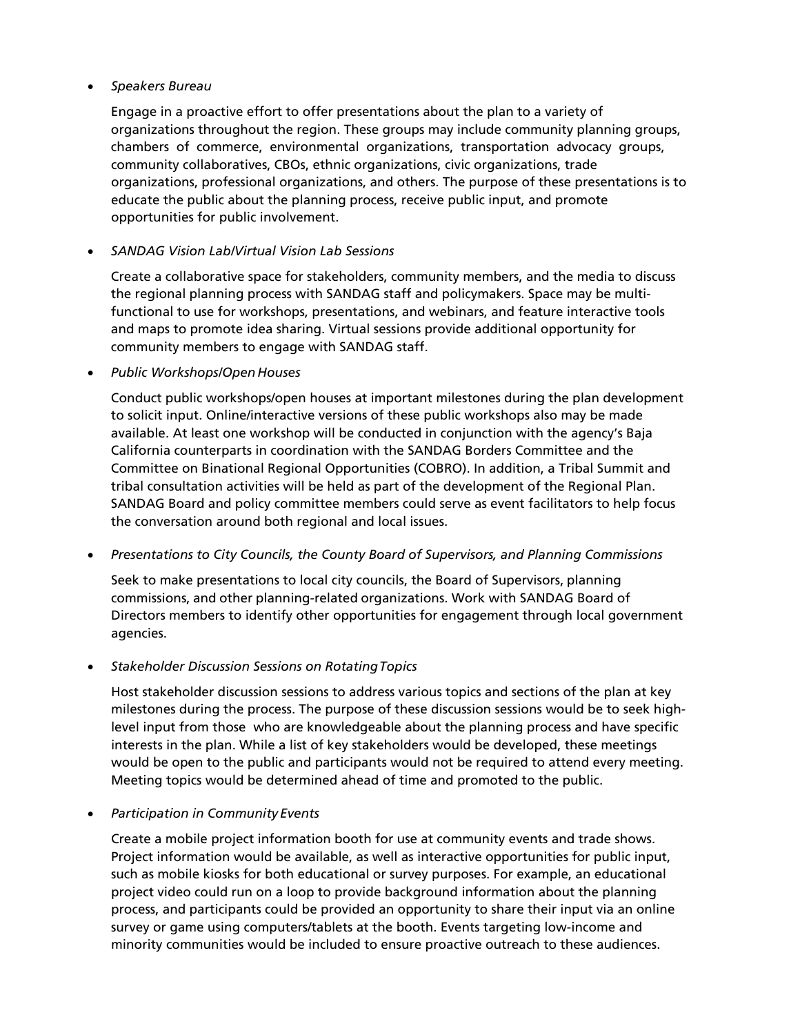- *Speakers Bureau*

  Engage in a proactive effort to offer presentations about the plan to a variety of organizations throughout the region. These groups may include community planning groups, chambers of commerce, environmental organizations, transportation advocacy groups, community collaboratives, CBOs, ethnic organizations, civic organizations, trade organizations, professional organizations, and others. The purpose of these presentations is to educate the public about the planning process, receive public input, and promote opportunities for public involvement.

- *SANDAG Vision Lab/Virtual Vision Lab Sessions*

  Create a collaborative space for stakeholders, community members, and the media to discuss the regional planning process with SANDAG staff and policymakers. Space may be multi-functional to use for workshops, presentations, and webinars, and feature interactive tools and maps to promote idea sharing. Virtual sessions provide additional opportunity for community members to engage with SANDAG staff.

- *Public Workshops/Open Houses*

  Conduct public workshops/open houses at important milestones during the plan development to solicit input. Online/interactive versions of these public workshops also may be made available. At least one workshop will be conducted in conjunction with the agency's Baja California counterparts in coordination with the SANDAG Borders Committee and the Committee on Binational Regional Opportunities (COBRO). In addition, a Tribal Summit and tribal consultation activities will be held as part of the development of the Regional Plan. SANDAG Board and policy committee members could serve as event facilitators to help focus the conversation around both regional and local issues.

- *Presentations to City Councils, the County Board of Supervisors, and Planning Commissions*

  Seek to make presentations to local city councils, the Board of Supervisors, planning commissions, and other planning-related organizations. Work with SANDAG Board of Directors members to identify other opportunities for engagement through local government agencies.

- *Stakeholder Discussion Sessions on Rotating Topics*

  Host stakeholder discussion sessions to address various topics and sections of the plan at key milestones during the process. The purpose of these discussion sessions would be to seek high-level input from those who are knowledgeable about the planning process and have specific interests in the plan. While a list of key stakeholders would be developed, these meetings would be open to the public and participants would not be required to attend every meeting. Meeting topics would be determined ahead of time and promoted to the public.

- *Participation in Community Events*

  Create a mobile project information booth for use at community events and trade shows. Project information would be available, as well as interactive opportunities for public input, such as mobile kiosks for both educational or survey purposes. For example, an educational project video could run on a loop to provide background information about the planning process, and participants could be provided an opportunity to share their input via an online survey or game using computers/tablets at the booth. Events targeting low-income and minority communities would be included to ensure proactive outreach to these audiences.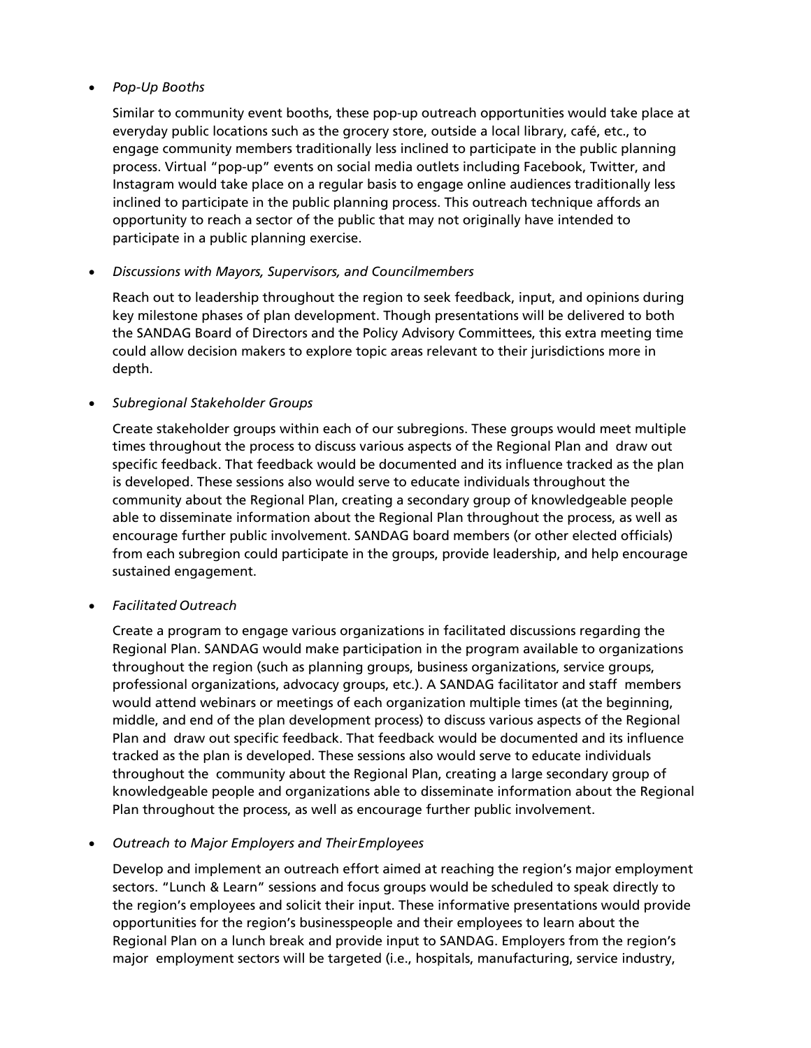- *Pop-Up Booths*

  Similar to community event booths, these pop-up outreach opportunities would take place at everyday public locations such as the grocery store, outside a local library, café, etc., to engage community members traditionally less inclined to participate in the public planning process. Virtual "pop-up" events on social media outlets including Facebook, Twitter, and Instagram would take place on a regular basis to engage online audiences traditionally less inclined to participate in the public planning process. This outreach technique affords an opportunity to reach a sector of the public that may not originally have intended to participate in a public planning exercise.

- *Discussions with Mayors, Supervisors, and Councilmembers*

  Reach out to leadership throughout the region to seek feedback, input, and opinions during key milestone phases of plan development. Though presentations will be delivered to both the SANDAG Board of Directors and the Policy Advisory Committees, this extra meeting time could allow decision makers to explore topic areas relevant to their jurisdictions more in depth.

- *Subregional Stakeholder Groups*

  Create stakeholder groups within each of our subregions. These groups would meet multiple times throughout the process to discuss various aspects of the Regional Plan and draw out specific feedback. That feedback would be documented and its influence tracked as the plan is developed. These sessions also would serve to educate individuals throughout the community about the Regional Plan, creating a secondary group of knowledgeable people able to disseminate information about the Regional Plan throughout the process, as well as encourage further public involvement. SANDAG board members (or other elected officials) from each subregion could participate in the groups, provide leadership, and help encourage sustained engagement.

- *Facilitated Outreach*

  Create a program to engage various organizations in facilitated discussions regarding the Regional Plan. SANDAG would make participation in the program available to organizations throughout the region (such as planning groups, business organizations, service groups, professional organizations, advocacy groups, etc.). A SANDAG facilitator and staff members would attend webinars or meetings of each organization multiple times (at the beginning, middle, and end of the plan development process) to discuss various aspects of the Regional Plan and draw out specific feedback. That feedback would be documented and its influence tracked as the plan is developed. These sessions also would serve to educate individuals throughout the community about the Regional Plan, creating a large secondary group of knowledgeable people and organizations able to disseminate information about the Regional Plan throughout the process, as well as encourage further public involvement.

- *Outreach to Major Employers and Their Employees*

  Develop and implement an outreach effort aimed at reaching the region's major employment sectors. "Lunch & Learn" sessions and focus groups would be scheduled to speak directly to the region's employees and solicit their input. These informative presentations would provide opportunities for the region's businesspeople and their employees to learn about the Regional Plan on a lunch break and provide input to SANDAG. Employers from the region's major employment sectors will be targeted (i.e., hospitals, manufacturing, service industry,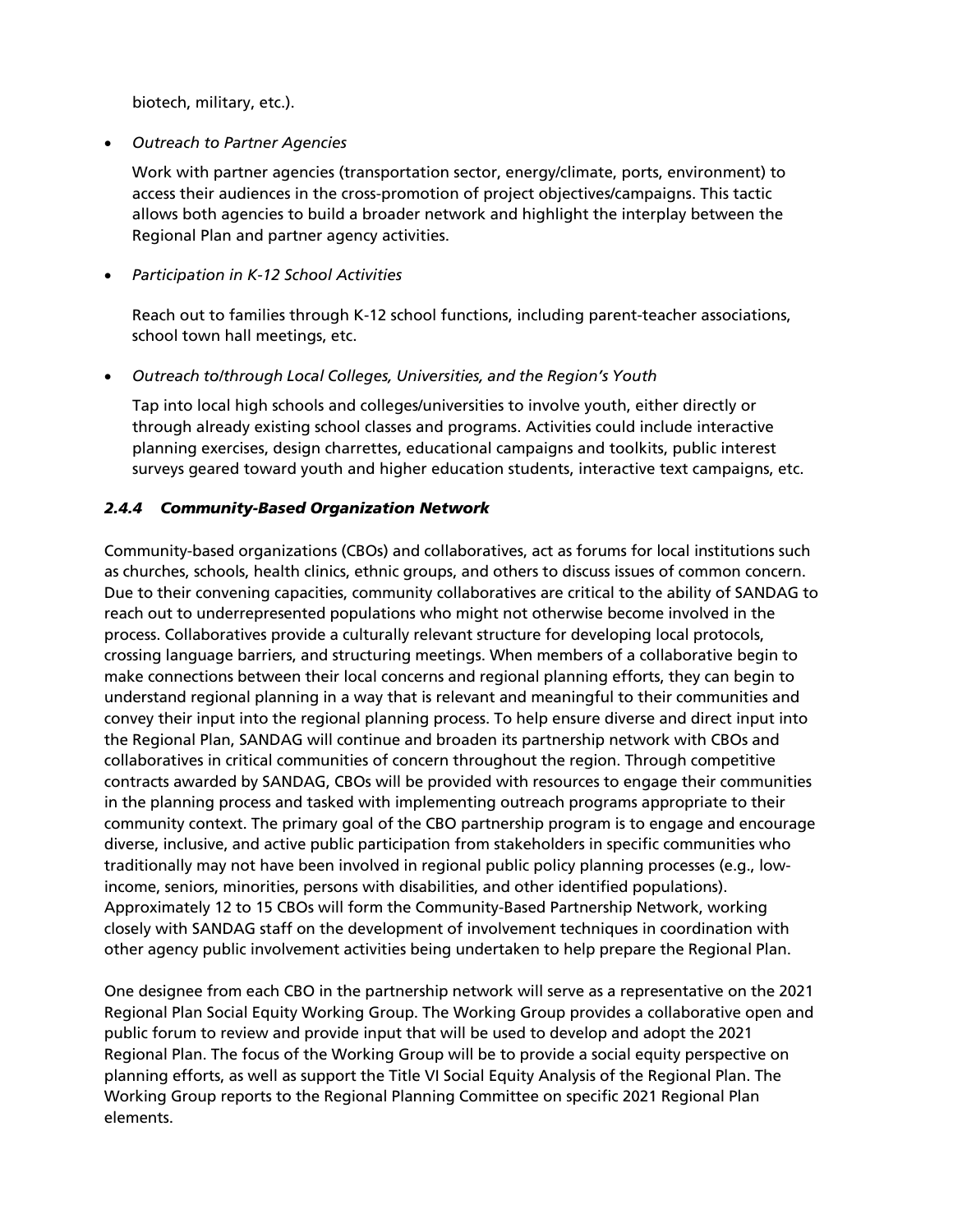biotech, military, etc.).

- *Outreach to Partner Agencies*

  Work with partner agencies (transportation sector, energy/climate, ports, environment) to access their audiences in the cross-promotion of project objectives/campaigns. This tactic allows both agencies to build a broader network and highlight the interplay between the Regional Plan and partner agency activities.

- *Participation in K-12 School Activities*

  Reach out to families through K-12 school functions, including parent-teacher associations, school town hall meetings, etc.

- *Outreach to/through Local Colleges, Universities, and the Region's Youth*

  Tap into local high schools and colleges/universities to involve youth, either directly or through already existing school classes and programs. Activities could include interactive planning exercises, design charrettes, educational campaigns and toolkits, public interest surveys geared toward youth and higher education students, interactive text campaigns, etc.

### *2.4.4 Community-Based Organization Network*

Community-based organizations (CBOs) and collaboratives, act as forums for local institutions such as churches, schools, health clinics, ethnic groups, and others to discuss issues of common concern. Due to their convening capacities, community collaboratives are critical to the ability of SANDAG to reach out to underrepresented populations who might not otherwise become involved in the process. Collaboratives provide a culturally relevant structure for developing local protocols, crossing language barriers, and structuring meetings. When members of a collaborative begin to make connections between their local concerns and regional planning efforts, they can begin to understand regional planning in a way that is relevant and meaningful to their communities and convey their input into the regional planning process. To help ensure diverse and direct input into the Regional Plan, SANDAG will continue and broaden its partnership network with CBOs and collaboratives in critical communities of concern throughout the region. Through competitive contracts awarded by SANDAG, CBOs will be provided with resources to engage their communities in the planning process and tasked with implementing outreach programs appropriate to their community context. The primary goal of the CBO partnership program is to engage and encourage diverse, inclusive, and active public participation from stakeholders in specific communities who traditionally may not have been involved in regional public policy planning processes (e.g., low-income, seniors, minorities, persons with disabilities, and other identified populations). Approximately 12 to 15 CBOs will form the Community-Based Partnership Network, working closely with SANDAG staff on the development of involvement techniques in coordination with other agency public involvement activities being undertaken to help prepare the Regional Plan.

One designee from each CBO in the partnership network will serve as a representative on the 2021 Regional Plan Social Equity Working Group. The Working Group provides a collaborative open and public forum to review and provide input that will be used to develop and adopt the 2021 Regional Plan. The focus of the Working Group will be to provide a social equity perspective on planning efforts, as well as support the Title VI Social Equity Analysis of the Regional Plan. The Working Group reports to the Regional Planning Committee on specific 2021 Regional Plan elements.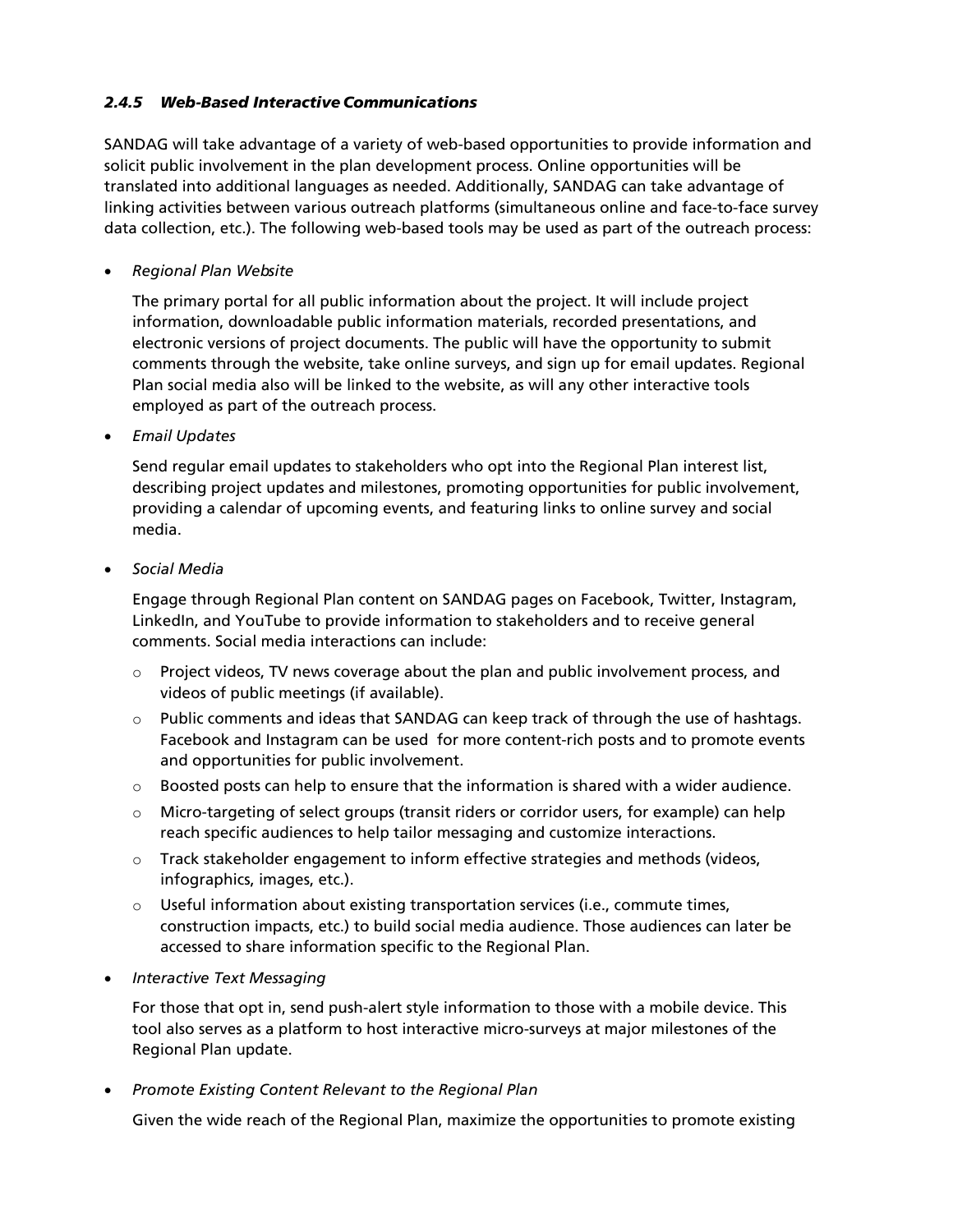### *2.4.5 Web-Based Interactive Communications*

SANDAG will take advantage of a variety of web-based opportunities to provide information and solicit public involvement in the plan development process. Online opportunities will be translated into additional languages as needed. Additionally, SANDAG can take advantage of linking activities between various outreach platforms (simultaneous online and face-to-face survey data collection, etc.). The following web-based tools may be used as part of the outreach process:

- *Regional Plan Website*

  The primary portal for all public information about the project. It will include project information, downloadable public information materials, recorded presentations, and electronic versions of project documents. The public will have the opportunity to submit comments through the website, take online surveys, and sign up for email updates. Regional Plan social media also will be linked to the website, as will any other interactive tools employed as part of the outreach process.

- *Email Updates*

  Send regular email updates to stakeholders who opt into the Regional Plan interest list, describing project updates and milestones, promoting opportunities for public involvement, providing a calendar of upcoming events, and featuring links to online survey and social media.

- *Social Media*

  Engage through Regional Plan content on SANDAG pages on Facebook, Twitter, Instagram, LinkedIn, and YouTube to provide information to stakeholders and to receive general comments. Social media interactions can include:

  - Project videos, TV news coverage about the plan and public involvement process, and videos of public meetings (if available).
  - Public comments and ideas that SANDAG can keep track of through the use of hashtags. Facebook and Instagram can be used for more content-rich posts and to promote events and opportunities for public involvement.
  - Boosted posts can help to ensure that the information is shared with a wider audience.
  - Micro-targeting of select groups (transit riders or corridor users, for example) can help reach specific audiences to help tailor messaging and customize interactions.
  - Track stakeholder engagement to inform effective strategies and methods (videos, infographics, images, etc.).
  - Useful information about existing transportation services (i.e., commute times, construction impacts, etc.) to build social media audience. Those audiences can later be accessed to share information specific to the Regional Plan.

- *Interactive Text Messaging*

  For those that opt in, send push-alert style information to those with a mobile device. This tool also serves as a platform to host interactive micro-surveys at major milestones of the Regional Plan update.

- *Promote Existing Content Relevant to the Regional Plan*

  Given the wide reach of the Regional Plan, maximize the opportunities to promote existing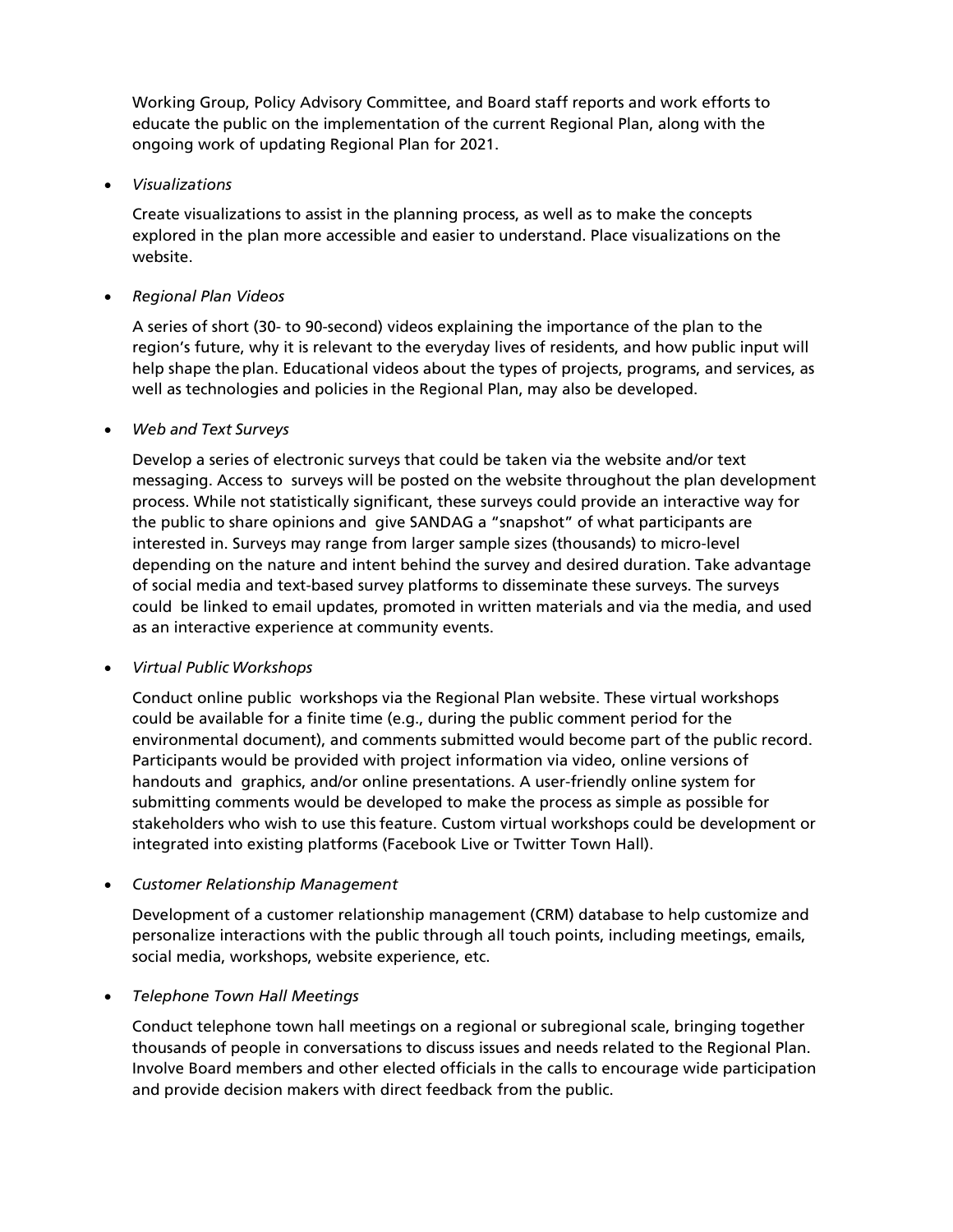Working Group, Policy Advisory Committee, and Board staff reports and work efforts to educate the public on the implementation of the current Regional Plan, along with the ongoing work of updating Regional Plan for 2021.

- *Visualizations*

  Create visualizations to assist in the planning process, as well as to make the concepts explored in the plan more accessible and easier to understand. Place visualizations on the website.

- *Regional Plan Videos*

  A series of short (30- to 90-second) videos explaining the importance of the plan to the region's future, why it is relevant to the everyday lives of residents, and how public input will help shape the plan. Educational videos about the types of projects, programs, and services, as well as technologies and policies in the Regional Plan, may also be developed.

- *Web and Text Surveys*

  Develop a series of electronic surveys that could be taken via the website and/or text messaging. Access to surveys will be posted on the website throughout the plan development process. While not statistically significant, these surveys could provide an interactive way for the public to share opinions and give SANDAG a "snapshot" of what participants are interested in. Surveys may range from larger sample sizes (thousands) to micro-level depending on the nature and intent behind the survey and desired duration. Take advantage of social media and text-based survey platforms to disseminate these surveys. The surveys could be linked to email updates, promoted in written materials and via the media, and used as an interactive experience at community events.

- *Virtual Public Workshops*

  Conduct online public workshops via the Regional Plan website. These virtual workshops could be available for a finite time (e.g., during the public comment period for the environmental document), and comments submitted would become part of the public record. Participants would be provided with project information via video, online versions of handouts and graphics, and/or online presentations. A user-friendly online system for submitting comments would be developed to make the process as simple as possible for stakeholders who wish to use this feature. Custom virtual workshops could be development or integrated into existing platforms (Facebook Live or Twitter Town Hall).

- *Customer Relationship Management*

  Development of a customer relationship management (CRM) database to help customize and personalize interactions with the public through all touch points, including meetings, emails, social media, workshops, website experience, etc.

- *Telephone Town Hall Meetings*

  Conduct telephone town hall meetings on a regional or subregional scale, bringing together thousands of people in conversations to discuss issues and needs related to the Regional Plan. Involve Board members and other elected officials in the calls to encourage wide participation and provide decision makers with direct feedback from the public.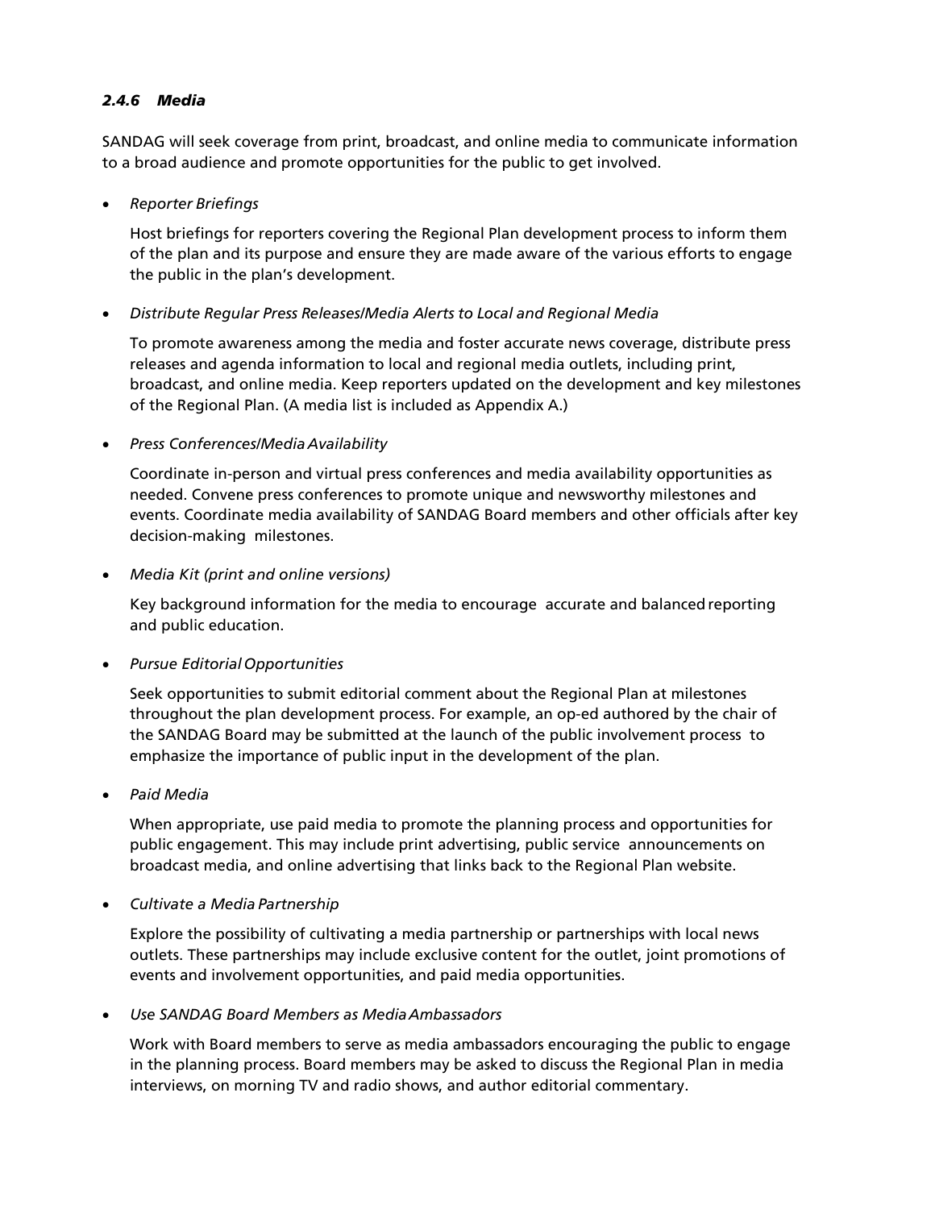### *2.4.6 Media*

SANDAG will seek coverage from print, broadcast, and online media to communicate information to a broad audience and promote opportunities for the public to get involved.

- *Reporter Briefings*

  Host briefings for reporters covering the Regional Plan development process to inform them of the plan and its purpose and ensure they are made aware of the various efforts to engage the public in the plan's development.

- *Distribute Regular Press Releases/Media Alerts to Local and Regional Media*

  To promote awareness among the media and foster accurate news coverage, distribute press releases and agenda information to local and regional media outlets, including print, broadcast, and online media. Keep reporters updated on the development and key milestones of the Regional Plan. (A media list is included as Appendix A.)

- *Press Conferences/Media Availability*

  Coordinate in-person and virtual press conferences and media availability opportunities as needed. Convene press conferences to promote unique and newsworthy milestones and events. Coordinate media availability of SANDAG Board members and other officials after key decision-making milestones.

- *Media Kit (print and online versions)*

  Key background information for the media to encourage accurate and balanced reporting and public education.

- *Pursue Editorial Opportunities*

  Seek opportunities to submit editorial comment about the Regional Plan at milestones throughout the plan development process. For example, an op-ed authored by the chair of the SANDAG Board may be submitted at the launch of the public involvement process to emphasize the importance of public input in the development of the plan.

- *Paid Media*

  When appropriate, use paid media to promote the planning process and opportunities for public engagement. This may include print advertising, public service announcements on broadcast media, and online advertising that links back to the Regional Plan website.

- *Cultivate a Media Partnership*

  Explore the possibility of cultivating a media partnership or partnerships with local news outlets. These partnerships may include exclusive content for the outlet, joint promotions of events and involvement opportunities, and paid media opportunities.

- *Use SANDAG Board Members as Media Ambassadors*

  Work with Board members to serve as media ambassadors encouraging the public to engage in the planning process. Board members may be asked to discuss the Regional Plan in media interviews, on morning TV and radio shows, and author editorial commentary.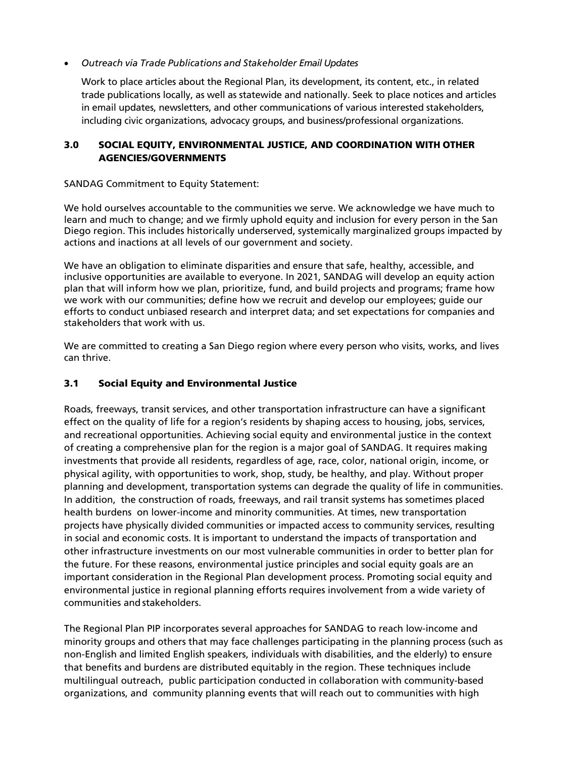- *Outreach via Trade Publications and Stakeholder Email Updates*

  Work to place articles about the Regional Plan, its development, its content, etc., in related trade publications locally, as well as statewide and nationally. Seek to place notices and articles in email updates, newsletters, and other communications of various interested stakeholders, including civic organizations, advocacy groups, and business/professional organizations.

## 3.0 SOCIAL EQUITY, ENVIRONMENTAL JUSTICE, AND COORDINATION WITH OTHER AGENCIES/GOVERNMENTS

SANDAG Commitment to Equity Statement:

We hold ourselves accountable to the communities we serve. We acknowledge we have much to learn and much to change; and we firmly uphold equity and inclusion for every person in the San Diego region. This includes historically underserved, systemically marginalized groups impacted by actions and inactions at all levels of our government and society.

We have an obligation to eliminate disparities and ensure that safe, healthy, accessible, and inclusive opportunities are available to everyone. In 2021, SANDAG will develop an equity action plan that will inform how we plan, prioritize, fund, and build projects and programs; frame how we work with our communities; define how we recruit and develop our employees; guide our efforts to conduct unbiased research and interpret data; and set expectations for companies and stakeholders that work with us.

We are committed to creating a San Diego region where every person who visits, works, and lives can thrive.

### 3.1 Social Equity and Environmental Justice

Roads, freeways, transit services, and other transportation infrastructure can have a significant effect on the quality of life for a region's residents by shaping access to housing, jobs, services, and recreational opportunities. Achieving social equity and environmental justice in the context of creating a comprehensive plan for the region is a major goal of SANDAG. It requires making investments that provide all residents, regardless of age, race, color, national origin, income, or physical agility, with opportunities to work, shop, study, be healthy, and play. Without proper planning and development, transportation systems can degrade the quality of life in communities. In addition, the construction of roads, freeways, and rail transit systems has sometimes placed health burdens on lower-income and minority communities. At times, new transportation projects have physically divided communities or impacted access to community services, resulting in social and economic costs. It is important to understand the impacts of transportation and other infrastructure investments on our most vulnerable communities in order to better plan for the future. For these reasons, environmental justice principles and social equity goals are an important consideration in the Regional Plan development process. Promoting social equity and environmental justice in regional planning efforts requires involvement from a wide variety of communities and stakeholders.

The Regional Plan PIP incorporates several approaches for SANDAG to reach low-income and minority groups and others that may face challenges participating in the planning process (such as non-English and limited English speakers, individuals with disabilities, and the elderly) to ensure that benefits and burdens are distributed equitably in the region. These techniques include multilingual outreach, public participation conducted in collaboration with community-based organizations, and community planning events that will reach out to communities with high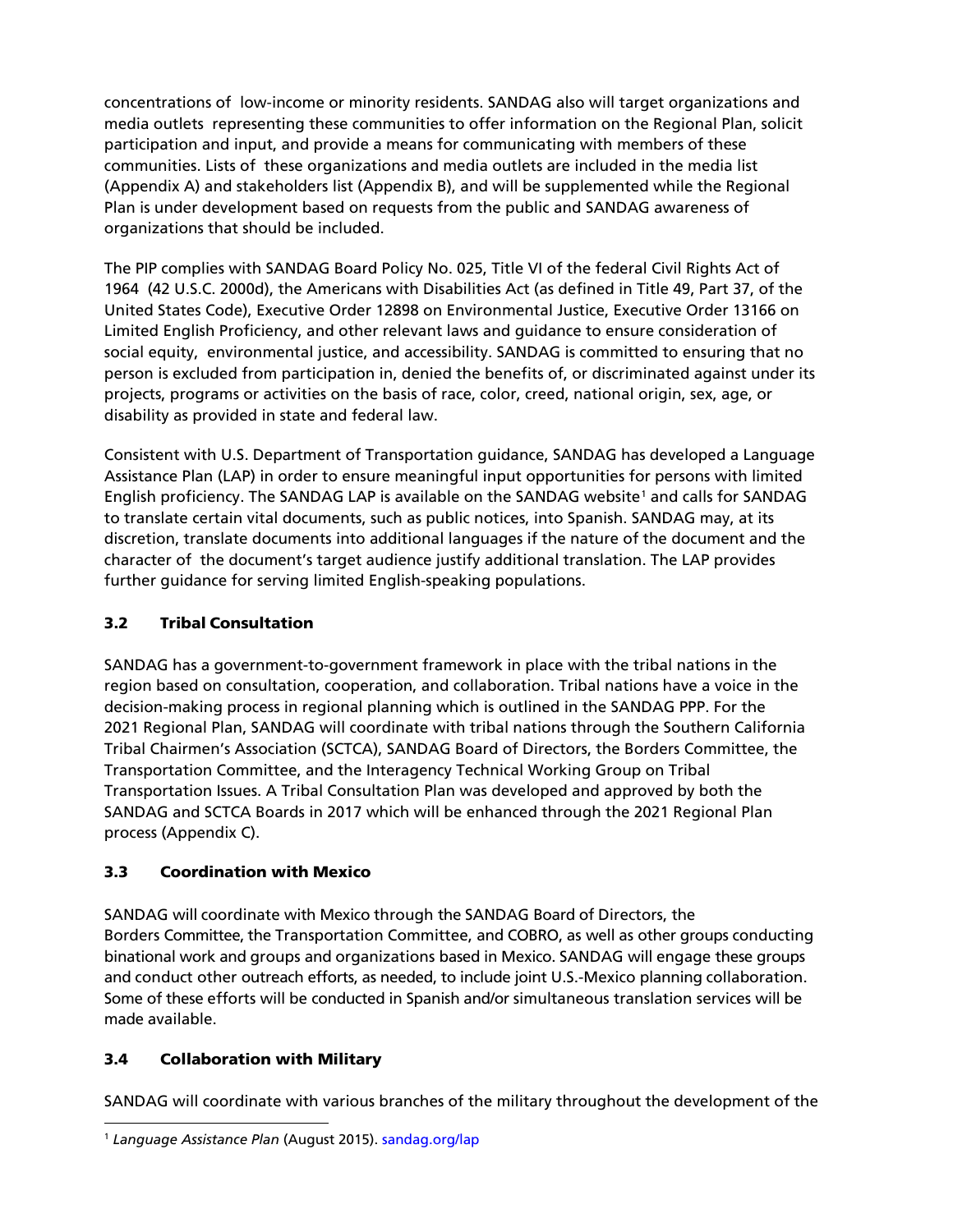concentrations of low-income or minority residents. SANDAG also will target organizations and media outlets representing these communities to offer information on the Regional Plan, solicit participation and input, and provide a means for communicating with members of these communities. Lists of these organizations and media outlets are included in the media list (Appendix A) and stakeholders list (Appendix B), and will be supplemented while the Regional Plan is under development based on requests from the public and SANDAG awareness of organizations that should be included.

The PIP complies with SANDAG Board Policy No. 025, Title VI of the federal Civil Rights Act of 1964 (42 U.S.C. 2000d), the Americans with Disabilities Act (as defined in Title 49, Part 37, of the United States Code), Executive Order 12898 on Environmental Justice, Executive Order 13166 on Limited English Proficiency, and other relevant laws and guidance to ensure consideration of social equity, environmental justice, and accessibility. SANDAG is committed to ensuring that no person is excluded from participation in, denied the benefits of, or discriminated against under its projects, programs or activities on the basis of race, color, creed, national origin, sex, age, or disability as provided in state and federal law.

Consistent with U.S. Department of Transportation guidance, SANDAG has developed a Language Assistance Plan (LAP) in order to ensure meaningful input opportunities for persons with limited English proficiency. The SANDAG LAP is available on the SANDAG website[1] and calls for SANDAG to translate certain vital documents, such as public notices, into Spanish. SANDAG may, at its discretion, translate documents into additional languages if the nature of the document and the character of the document's target audience justify additional translation. The LAP provides further guidance for serving limited English-speaking populations.

### 3.2 Tribal Consultation

SANDAG has a government-to-government framework in place with the tribal nations in the region based on consultation, cooperation, and collaboration. Tribal nations have a voice in the decision-making process in regional planning which is outlined in the SANDAG PPP. For the 2021 Regional Plan, SANDAG will coordinate with tribal nations through the Southern California Tribal Chairmen's Association (SCTCA), SANDAG Board of Directors, the Borders Committee, the Transportation Committee, and the Interagency Technical Working Group on Tribal Transportation Issues. A Tribal Consultation Plan was developed and approved by both the SANDAG and SCTCA Boards in 2017 which will be enhanced through the 2021 Regional Plan process (Appendix C).

### 3.3 Coordination with Mexico

SANDAG will coordinate with Mexico through the SANDAG Board of Directors, the Borders Committee, the Transportation Committee, and COBRO, as well as other groups conducting binational work and groups and organizations based in Mexico. SANDAG will engage these groups and conduct other outreach efforts, as needed, to include joint U.S.-Mexico planning collaboration. Some of these efforts will be conducted in Spanish and/or simultaneous translation services will be made available.

### 3.4 Collaboration with Military

SANDAG will coordinate with various branches of the military throughout the development of the

[1] *Language Assistance Plan* (August 2015). sandag.org/lap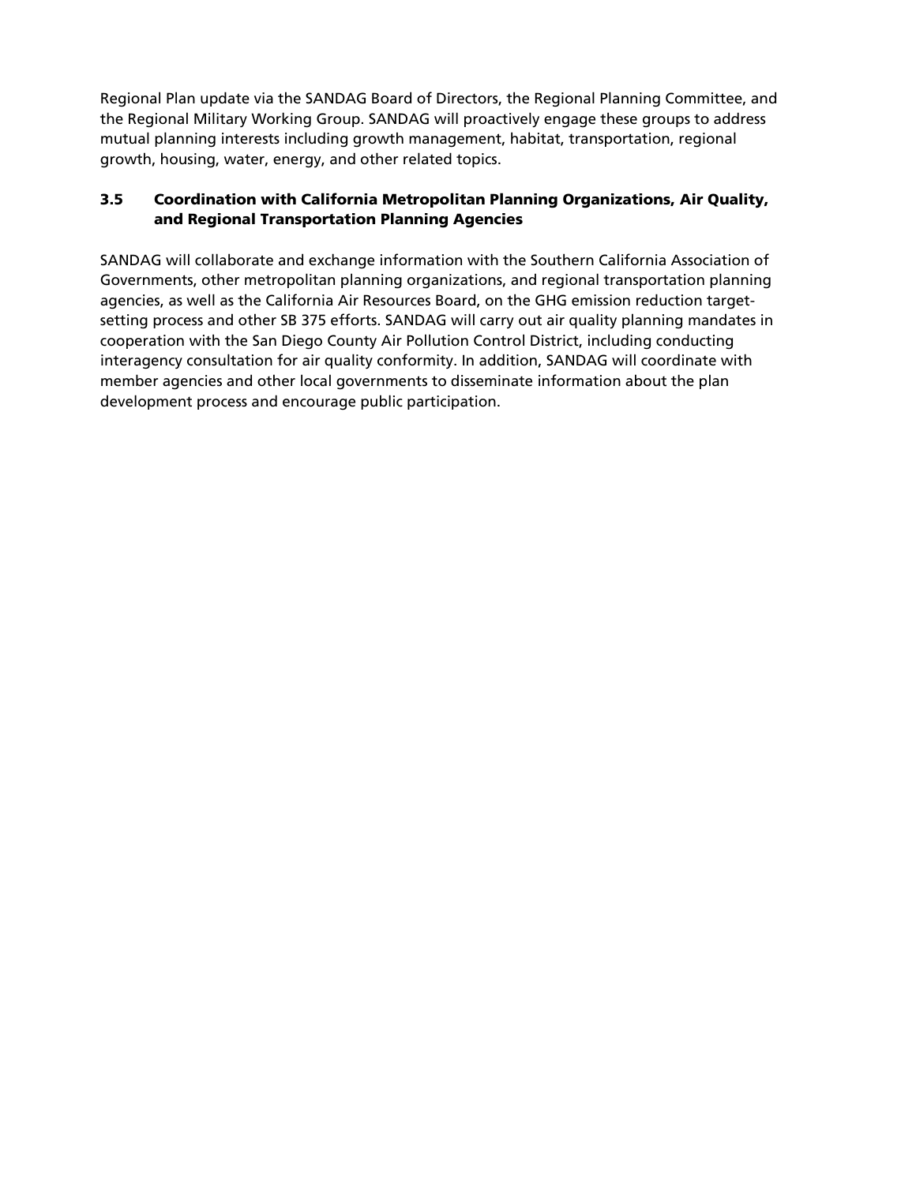Regional Plan update via the SANDAG Board of Directors, the Regional Planning Committee, and the Regional Military Working Group. SANDAG will proactively engage these groups to address mutual planning interests including growth management, habitat, transportation, regional growth, housing, water, energy, and other related topics.

### 3.5 Coordination with California Metropolitan Planning Organizations, Air Quality, and Regional Transportation Planning Agencies

SANDAG will collaborate and exchange information with the Southern California Association of Governments, other metropolitan planning organizations, and regional transportation planning agencies, as well as the California Air Resources Board, on the GHG emission reduction target-setting process and other SB 375 efforts. SANDAG will carry out air quality planning mandates in cooperation with the San Diego County Air Pollution Control District, including conducting interagency consultation for air quality conformity. In addition, SANDAG will coordinate with member agencies and other local governments to disseminate information about the plan development process and encourage public participation.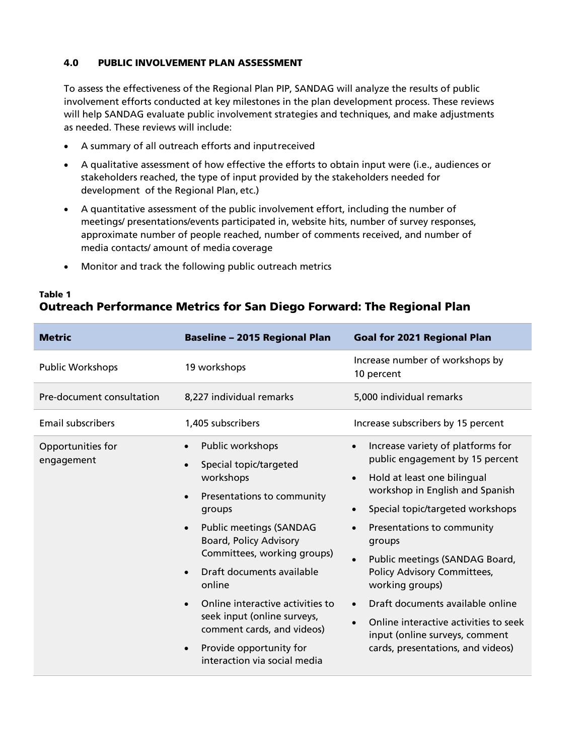## 4.0 PUBLIC INVOLVEMENT PLAN ASSESSMENT

To assess the effectiveness of the Regional Plan PIP, SANDAG will analyze the results of public involvement efforts conducted at key milestones in the plan development process. These reviews will help SANDAG evaluate public involvement strategies and techniques, and make adjustments as needed. These reviews will include:

- A summary of all outreach efforts and input received
- A qualitative assessment of how effective the efforts to obtain input were (i.e., audiences or stakeholders reached, the type of input provided by the stakeholders needed for development of the Regional Plan, etc.)
- A quantitative assessment of the public involvement effort, including the number of meetings/ presentations/events participated in, website hits, number of survey responses, approximate number of people reached, number of comments received, and number of media contacts/ amount of media coverage
- Monitor and track the following public outreach metrics

**Table 1**
### Outreach Performance Metrics for San Diego Forward: The Regional Plan

| Metric | Baseline – 2015 Regional Plan | Goal for 2021 Regional Plan |
|---|---|---|
| Public Workshops | 19 workshops | Increase number of workshops by 10 percent |
| Pre-document consultation | 8,227 individual remarks | 5,000 individual remarks |
| Email subscribers | 1,405 subscribers | Increase subscribers by 15 percent |
| Opportunities for engagement | • Public workshops<br>• Special topic/targeted workshops<br>• Presentations to community groups<br>• Public meetings (SANDAG Board, Policy Advisory Committees, working groups)<br>• Draft documents available online<br>• Online interactive activities to seek input (online surveys, comment cards, and videos)<br>• Provide opportunity for interaction via social media | • Increase variety of platforms for public engagement by 15 percent<br>• Hold at least one bilingual workshop in English and Spanish<br>• Special topic/targeted workshops<br>• Presentations to community groups<br>• Public meetings (SANDAG Board, Policy Advisory Committees, working groups)<br>• Draft documents available online<br>• Online interactive activities to seek input (online surveys, comment cards, presentations, and videos) |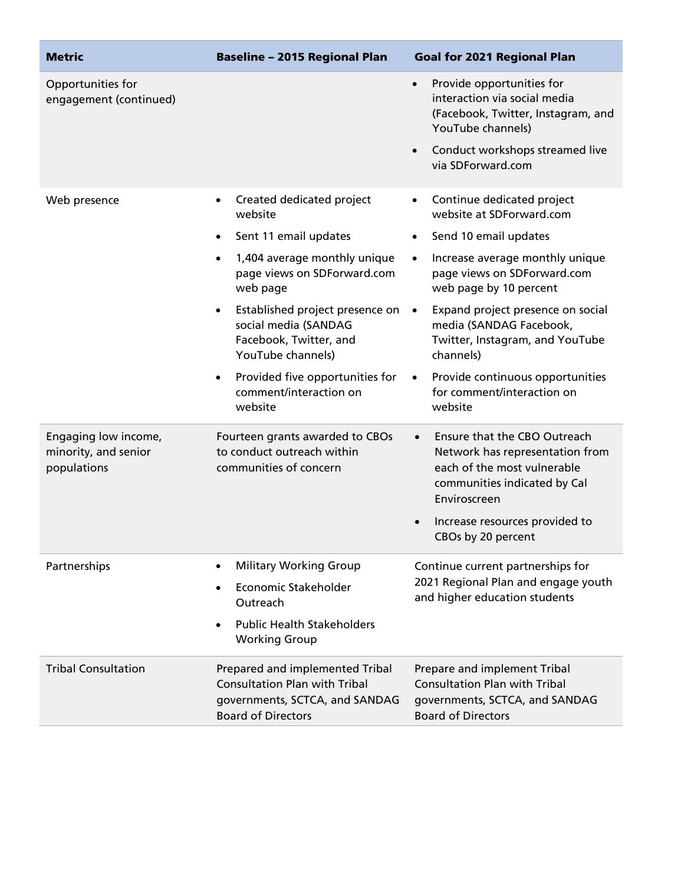| Metric | Baseline – 2015 Regional Plan | Goal for 2021 Regional Plan |
|---|---|---|
| Opportunities for engagement (continued) | | • Provide opportunities for interaction via social media (Facebook, Twitter, Instagram, and YouTube channels)<br>• Conduct workshops streamed live via SDForward.com |
| Web presence | • Created dedicated project website<br>• Sent 11 email updates<br>• 1,404 average monthly unique page views on SDForward.com web page<br>• Established project presence on social media (SANDAG Facebook, Twitter, and YouTube channels)<br>• Provided five opportunities for comment/interaction on website | • Continue dedicated project website at SDForward.com<br>• Send 10 email updates<br>• Increase average monthly unique page views on SDForward.com web page by 10 percent<br>• Expand project presence on social media (SANDAG Facebook, Twitter, Instagram, and YouTube channels)<br>• Provide continuous opportunities for comment/interaction on website |
| Engaging low income, minority, and senior populations | Fourteen grants awarded to CBOs to conduct outreach within communities of concern | • Ensure that the CBO Outreach Network has representation from each of the most vulnerable communities indicated by Cal Enviroscreen<br>• Increase resources provided to CBOs by 20 percent |
| Partnerships | • Military Working Group<br>• Economic Stakeholder Outreach<br>• Public Health Stakeholders Working Group | Continue current partnerships for 2021 Regional Plan and engage youth and higher education students |
| Tribal Consultation | Prepared and implemented Tribal Consultation Plan with Tribal governments, SCTCA, and SANDAG Board of Directors | Prepare and implement Tribal Consultation Plan with Tribal governments, SCTCA, and SANDAG Board of Directors |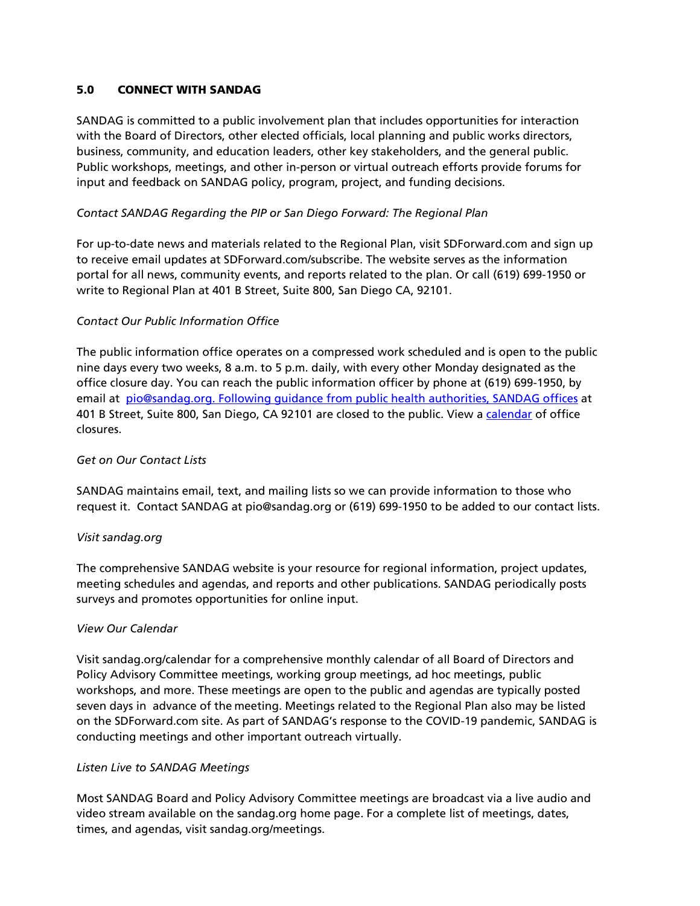## 5.0 CONNECT WITH SANDAG

SANDAG is committed to a public involvement plan that includes opportunities for interaction with the Board of Directors, other elected officials, local planning and public works directors, business, community, and education leaders, other key stakeholders, and the general public. Public workshops, meetings, and other in-person or virtual outreach efforts provide forums for input and feedback on SANDAG policy, program, project, and funding decisions.

*Contact SANDAG Regarding the PIP or San Diego Forward: The Regional Plan*

For up-to-date news and materials related to the Regional Plan, visit SDForward.com and sign up to receive email updates at SDForward.com/subscribe. The website serves as the information portal for all news, community events, and reports related to the plan. Or call (619) 699-1950 or write to Regional Plan at 401 B Street, Suite 800, San Diego CA, 92101.

*Contact Our Public Information Office*

The public information office operates on a compressed work scheduled and is open to the public nine days every two weeks, 8 a.m. to 5 p.m. daily, with every other Monday designated as the office closure day. You can reach the public information officer by phone at (619) 699-1950, by email at pio@sandag.org. Following guidance from public health authorities, SANDAG offices at 401 B Street, Suite 800, San Diego, CA 92101 are closed to the public. View a calendar of office closures.

*Get on Our Contact Lists*

SANDAG maintains email, text, and mailing lists so we can provide information to those who request it. Contact SANDAG at pio@sandag.org or (619) 699-1950 to be added to our contact lists.

*Visit sandag.org*

The comprehensive SANDAG website is your resource for regional information, project updates, meeting schedules and agendas, and reports and other publications. SANDAG periodically posts surveys and promotes opportunities for online input.

*View Our Calendar*

Visit sandag.org/calendar for a comprehensive monthly calendar of all Board of Directors and Policy Advisory Committee meetings, working group meetings, ad hoc meetings, public workshops, and more. These meetings are open to the public and agendas are typically posted seven days in advance of the meeting. Meetings related to the Regional Plan also may be listed on the SDForward.com site. As part of SANDAG's response to the COVID-19 pandemic, SANDAG is conducting meetings and other important outreach virtually.

*Listen Live to SANDAG Meetings*

Most SANDAG Board and Policy Advisory Committee meetings are broadcast via a live audio and video stream available on the sandag.org home page. For a complete list of meetings, dates, times, and agendas, visit sandag.org/meetings.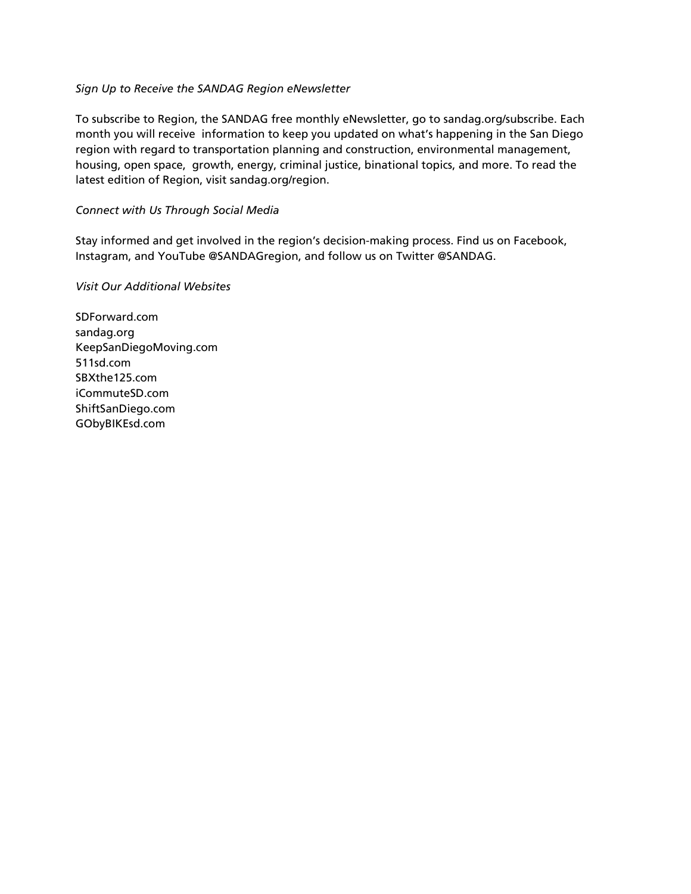*Sign Up to Receive the SANDAG Region eNewsletter*

To subscribe to Region, the SANDAG free monthly eNewsletter, go to sandag.org/subscribe. Each month you will receive information to keep you updated on what's happening in the San Diego region with regard to transportation planning and construction, environmental management, housing, open space, growth, energy, criminal justice, binational topics, and more. To read the latest edition of Region, visit sandag.org/region.

*Connect with Us Through Social Media*

Stay informed and get involved in the region's decision-making process. Find us on Facebook, Instagram, and YouTube @SANDAGregion, and follow us on Twitter @SANDAG.

*Visit Our Additional Websites*

SDForward.com
sandag.org
KeepSanDiegoMoving.com
511sd.com
SBXthe125.com
iCommuteSD.com
ShiftSanDiego.com
GObyBIKEsd.com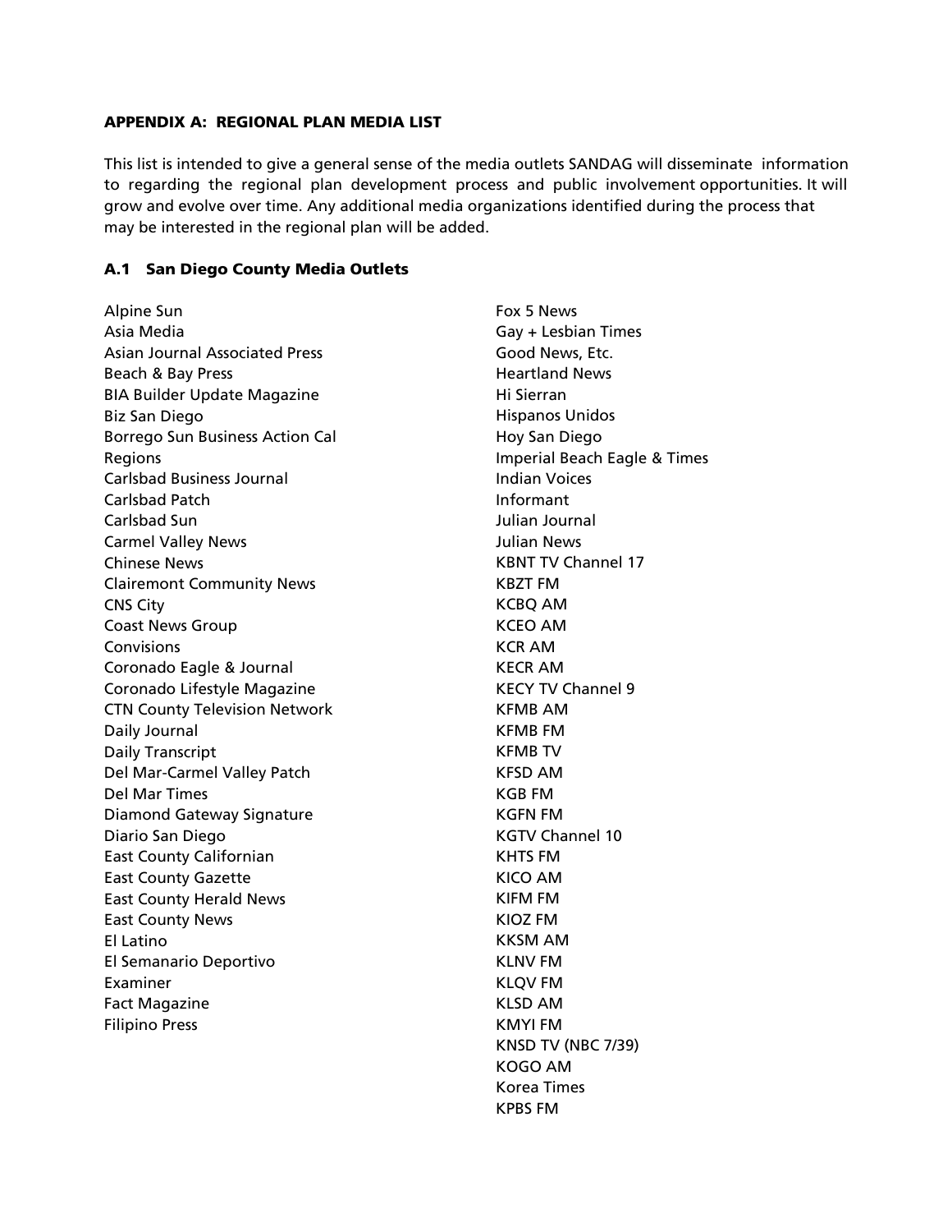### APPENDIX A: REGIONAL PLAN MEDIA LIST

This list is intended to give a general sense of the media outlets SANDAG will disseminate information to regarding the regional plan development process and public involvement opportunities. It will grow and evolve over time. Any additional media organizations identified during the process that may be interested in the regional plan will be added.

#### A.1 San Diego County Media Outlets

Alpine Sun
Asia Media
Asian Journal Associated Press
Beach & Bay Press
BIA Builder Update Magazine
Biz San Diego
Borrego Sun Business Action Cal Regions
Carlsbad Business Journal
Carlsbad Patch
Carlsbad Sun
Carmel Valley News
Chinese News
Clairemont Community News
CNS City
Coast News Group
Convisions
Coronado Eagle & Journal
Coronado Lifestyle Magazine
CTN County Television Network
Daily Journal
Daily Transcript
Del Mar-Carmel Valley Patch
Del Mar Times
Diamond Gateway Signature
Diario San Diego
East County Californian
East County Gazette
East County Herald News
East County News
El Latino
El Semanario Deportivo
Examiner
Fact Magazine
Filipino Press
Fox 5 News
Gay + Lesbian Times
Good News, Etc.
Heartland News
Hi Sierran
Hispanos Unidos
Hoy San Diego
Imperial Beach Eagle & Times
Indian Voices
Informant
Julian Journal
Julian News
KBNT TV Channel 17
KBZT FM
KCBQ AM
KCEO AM
KCR AM
KECR AM
KECY TV Channel 9
KFMB AM
KFMB FM
KFMB TV
KFSD AM
KGB FM
KGFN FM
KGTV Channel 10
KHTS FM
KICO AM
KIFM FM
KIOZ FM
KKSM AM
KLNV FM
KLQV FM
KLSD AM
KMYI FM
KNSD TV (NBC 7/39)
KOGO AM
Korea Times
KPBS FM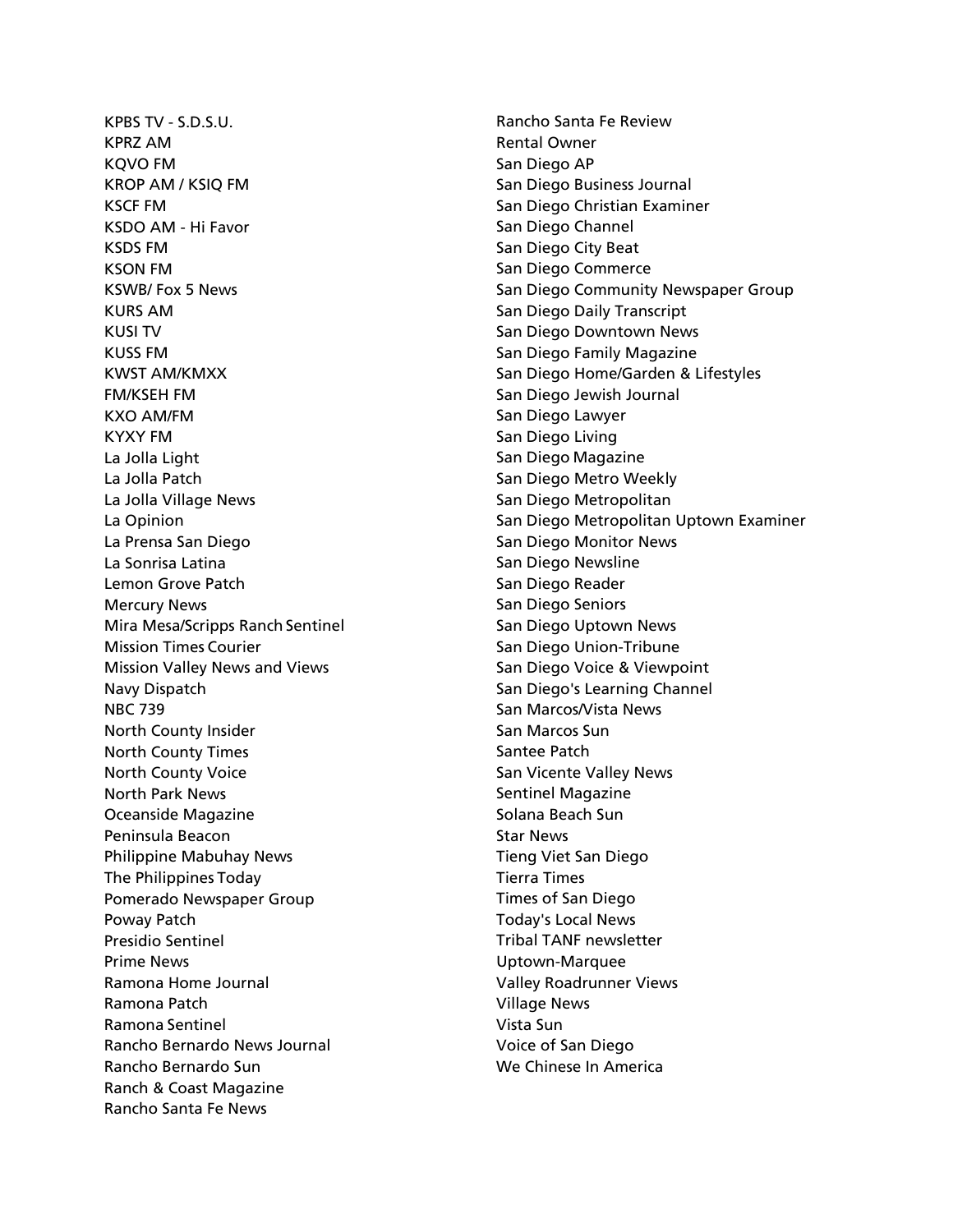KPBS TV - S.D.S.U.
KPRZ AM
KQVO FM
KROP AM / KSIQ FM
KSCF FM
KSDO AM - Hi Favor
KSDS FM
KSON FM
KSWB/ Fox 5 News
KURS AM
KUSI TV
KUSS FM
KWST AM/KMXX
FM/KSEH FM
KXO AM/FM
KYXY FM
La Jolla Light
La Jolla Patch
La Jolla Village News
La Opinion
La Prensa San Diego
La Sonrisa Latina
Lemon Grove Patch
Mercury News
Mira Mesa/Scripps Ranch Sentinel
Mission Times Courier
Mission Valley News and Views
Navy Dispatch
NBC 739
North County Insider
North County Times
North County Voice
North Park News
Oceanside Magazine
Peninsula Beacon
Philippine Mabuhay News
The Philippines Today
Pomerado Newspaper Group
Poway Patch
Presidio Sentinel
Prime News
Ramona Home Journal
Ramona Patch
Ramona Sentinel
Rancho Bernardo News Journal
Rancho Bernardo Sun
Ranch & Coast Magazine
Rancho Santa Fe News
Rancho Santa Fe Review
Rental Owner
San Diego AP
San Diego Business Journal
San Diego Christian Examiner
San Diego Channel
San Diego City Beat
San Diego Commerce
San Diego Community Newspaper Group
San Diego Daily Transcript
San Diego Downtown News
San Diego Family Magazine
San Diego Home/Garden & Lifestyles
San Diego Jewish Journal
San Diego Lawyer
San Diego Living
San Diego Magazine
San Diego Metro Weekly
San Diego Metropolitan
San Diego Metropolitan Uptown Examiner
San Diego Monitor News
San Diego Newsline
San Diego Reader
San Diego Seniors
San Diego Uptown News
San Diego Union-Tribune
San Diego Voice & Viewpoint
San Diego's Learning Channel
San Marcos/Vista News
San Marcos Sun
Santee Patch
San Vicente Valley News
Sentinel Magazine
Solana Beach Sun
Star News
Tieng Viet San Diego
Tierra Times
Times of San Diego
Today's Local News
Tribal TANF newsletter
Uptown-Marquee
Valley Roadrunner Views
Village News
Vista Sun
Voice of San Diego
We Chinese In America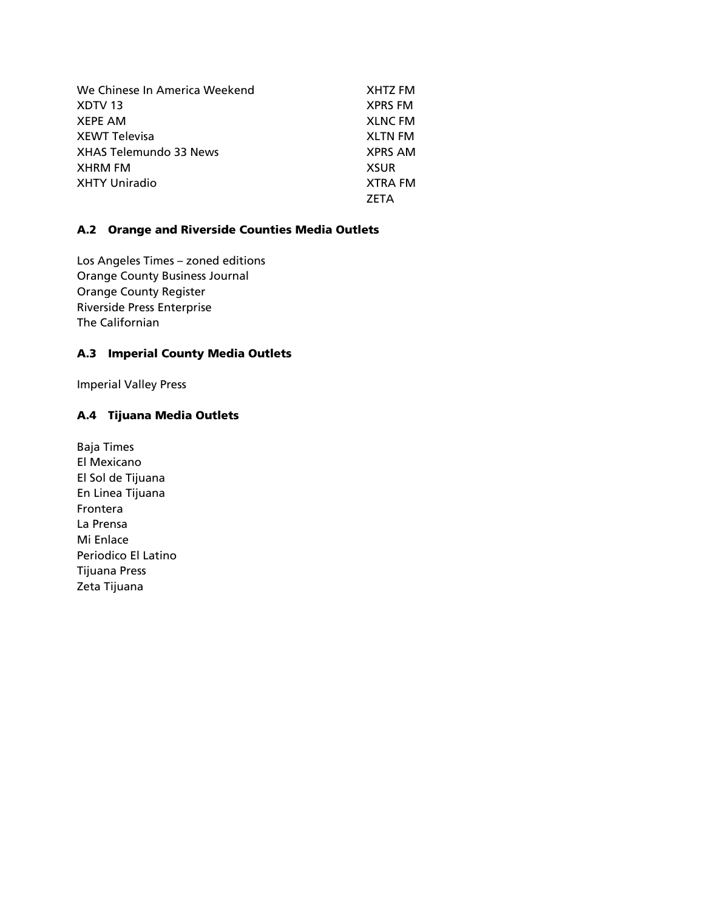We Chinese In America Weekend
XDTV 13
XEPE AM
XEWT Televisa
XHAS Telemundo 33 News
XHRM FM
XHTY Uniradio
XHTZ FM
XPRS FM
XLNC FM
XLTN FM
XPRS AM
XSUR
XTRA FM
ZETA

### A.2 Orange and Riverside Counties Media Outlets

Los Angeles Times – zoned editions
Orange County Business Journal
Orange County Register
Riverside Press Enterprise
The Californian

### A.3 Imperial County Media Outlets

Imperial Valley Press

### A.4 Tijuana Media Outlets

Baja Times
El Mexicano
El Sol de Tijuana
En Linea Tijuana
Frontera
La Prensa
Mi Enlace
Periodico El Latino
Tijuana Press
Zeta Tijuana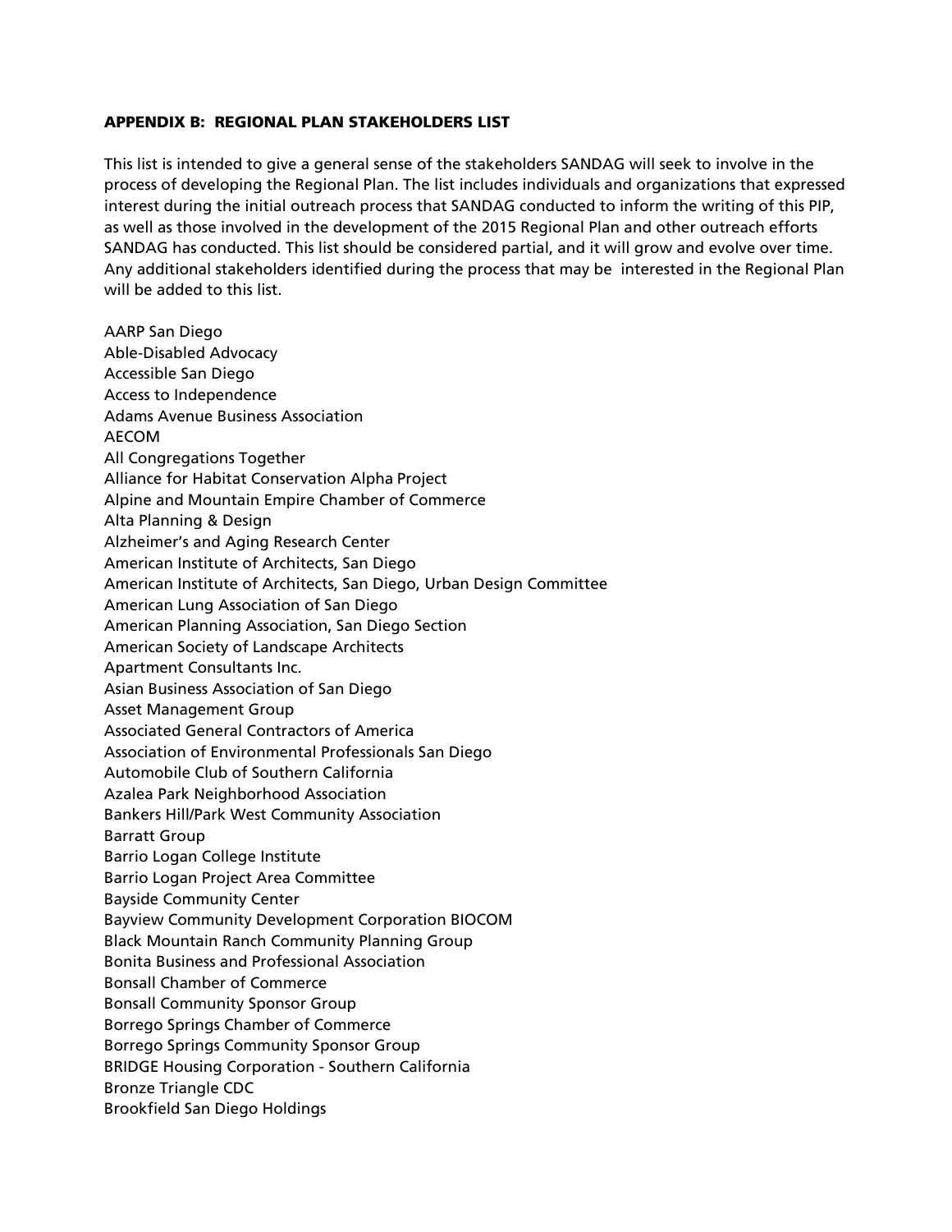### APPENDIX B: REGIONAL PLAN STAKEHOLDERS LIST

This list is intended to give a general sense of the stakeholders SANDAG will seek to involve in the process of developing the Regional Plan. The list includes individuals and organizations that expressed interest during the initial outreach process that SANDAG conducted to inform the writing of this PIP, as well as those involved in the development of the 2015 Regional Plan and other outreach efforts SANDAG has conducted. This list should be considered partial, and it will grow and evolve over time. Any additional stakeholders identified during the process that may be interested in the Regional Plan will be added to this list.

AARP San Diego
Able-Disabled Advocacy
Accessible San Diego
Access to Independence
Adams Avenue Business Association
AECOM
All Congregations Together
Alliance for Habitat Conservation Alpha Project
Alpine and Mountain Empire Chamber of Commerce
Alta Planning & Design
Alzheimer's and Aging Research Center
American Institute of Architects, San Diego
American Institute of Architects, San Diego, Urban Design Committee
American Lung Association of San Diego
American Planning Association, San Diego Section
American Society of Landscape Architects
Apartment Consultants Inc.
Asian Business Association of San Diego
Asset Management Group
Associated General Contractors of America
Association of Environmental Professionals San Diego
Automobile Club of Southern California
Azalea Park Neighborhood Association
Bankers Hill/Park West Community Association
Barratt Group
Barrio Logan College Institute
Barrio Logan Project Area Committee
Bayside Community Center
Bayview Community Development Corporation BIOCOM
Black Mountain Ranch Community Planning Group
Bonita Business and Professional Association
Bonsall Chamber of Commerce
Bonsall Community Sponsor Group
Borrego Springs Chamber of Commerce
Borrego Springs Community Sponsor Group
BRIDGE Housing Corporation - Southern California
Bronze Triangle CDC
Brookfield San Diego Holdings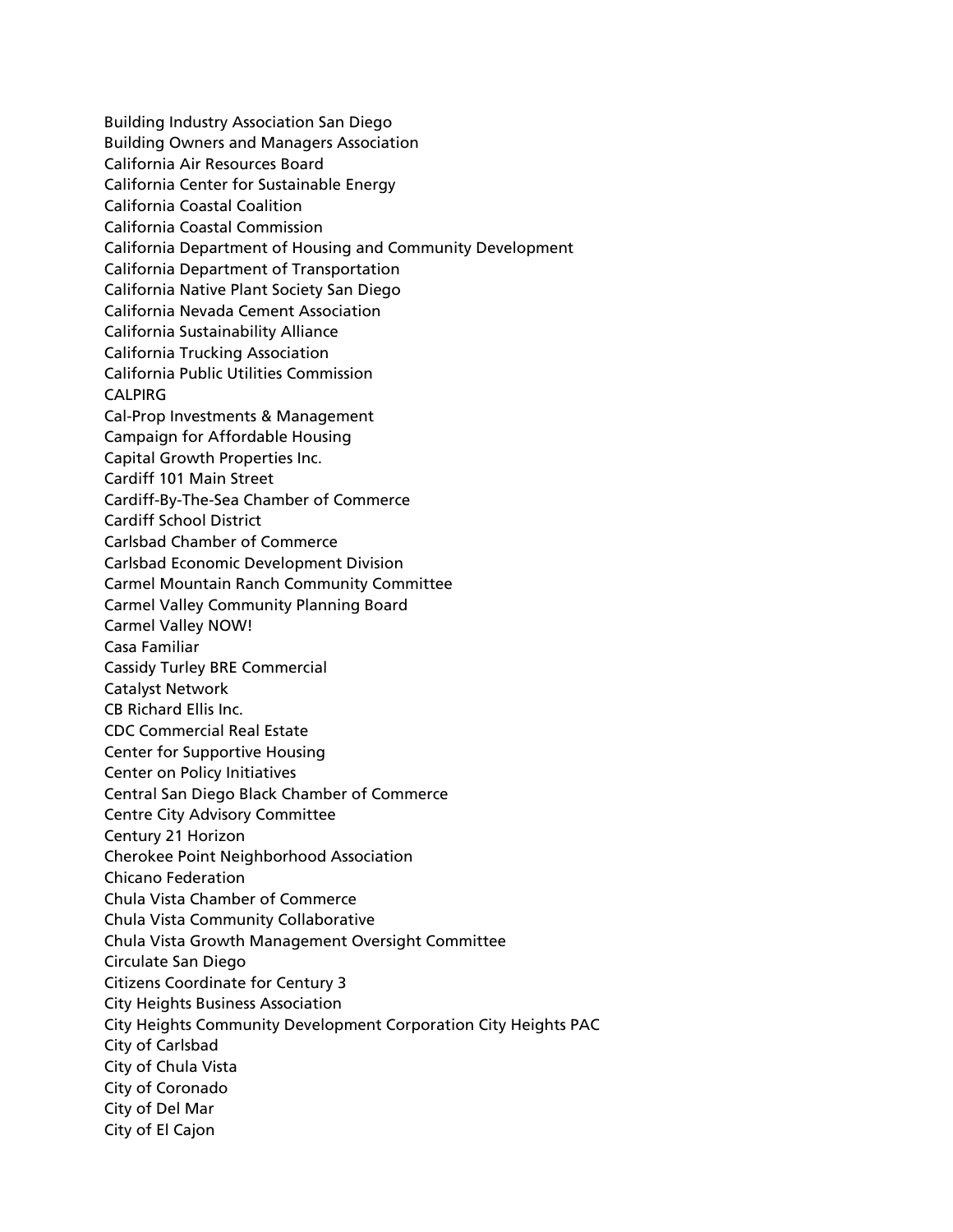Building Industry Association San Diego
Building Owners and Managers Association
California Air Resources Board
California Center for Sustainable Energy
California Coastal Coalition
California Coastal Commission
California Department of Housing and Community Development
California Department of Transportation
California Native Plant Society San Diego
California Nevada Cement Association
California Sustainability Alliance
California Trucking Association
California Public Utilities Commission
CALPIRG
Cal-Prop Investments & Management
Campaign for Affordable Housing
Capital Growth Properties Inc.
Cardiff 101 Main Street
Cardiff-By-The-Sea Chamber of Commerce
Cardiff School District
Carlsbad Chamber of Commerce
Carlsbad Economic Development Division
Carmel Mountain Ranch Community Committee
Carmel Valley Community Planning Board
Carmel Valley NOW!
Casa Familiar
Cassidy Turley BRE Commercial
Catalyst Network
CB Richard Ellis Inc.
CDC Commercial Real Estate
Center for Supportive Housing
Center on Policy Initiatives
Central San Diego Black Chamber of Commerce
Centre City Advisory Committee
Century 21 Horizon
Cherokee Point Neighborhood Association
Chicano Federation
Chula Vista Chamber of Commerce
Chula Vista Community Collaborative
Chula Vista Growth Management Oversight Committee
Circulate San Diego
Citizens Coordinate for Century 3
City Heights Business Association
City Heights Community Development Corporation City Heights PAC
City of Carlsbad
City of Chula Vista
City of Coronado
City of Del Mar
City of El Cajon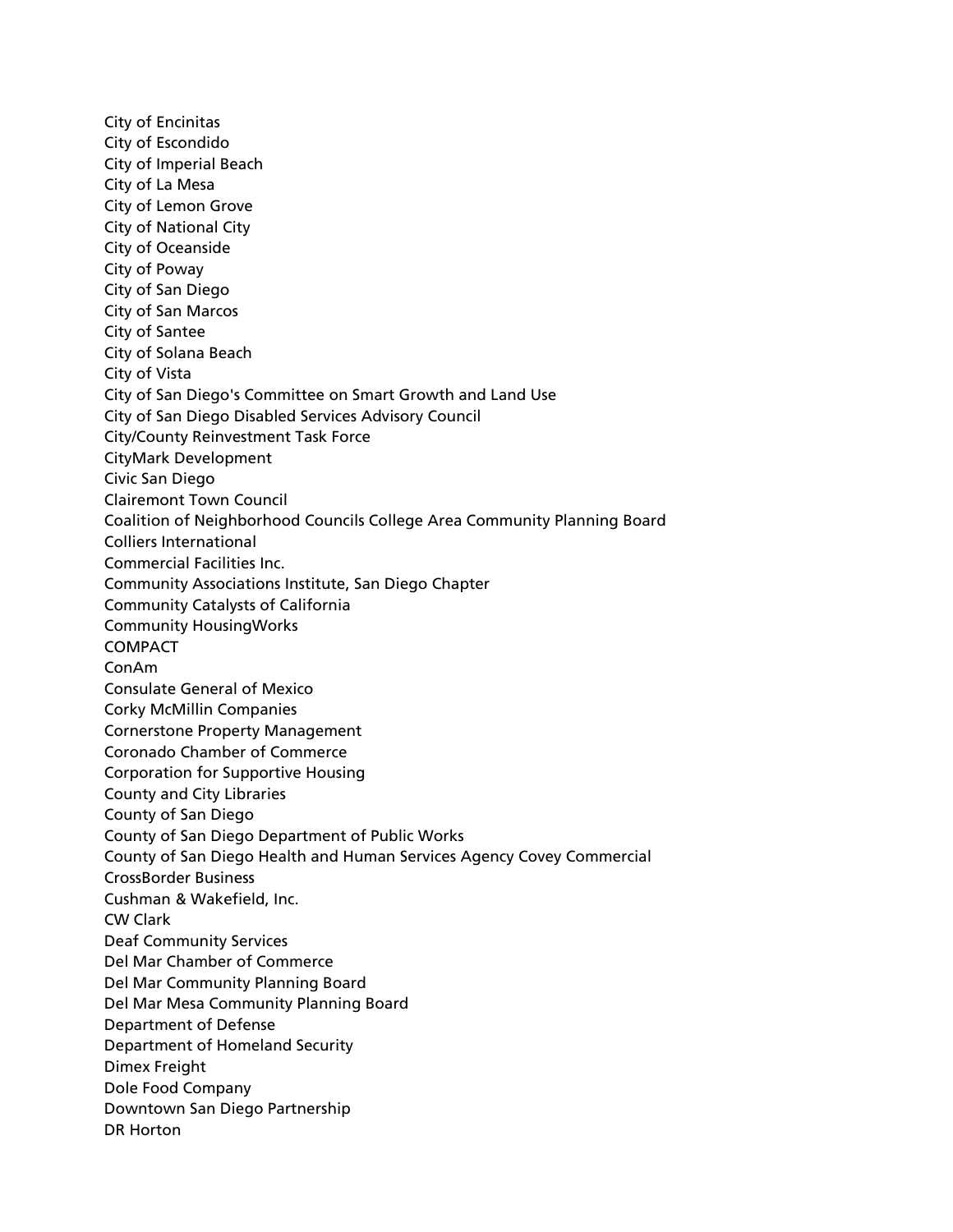City of Encinitas
City of Escondido
City of Imperial Beach
City of La Mesa
City of Lemon Grove
City of National City
City of Oceanside
City of Poway
City of San Diego
City of San Marcos
City of Santee
City of Solana Beach
City of Vista
City of San Diego's Committee on Smart Growth and Land Use
City of San Diego Disabled Services Advisory Council
City/County Reinvestment Task Force
CityMark Development
Civic San Diego
Clairemont Town Council
Coalition of Neighborhood Councils College Area Community Planning Board
Colliers International
Commercial Facilities Inc.
Community Associations Institute, San Diego Chapter
Community Catalysts of California
Community HousingWorks
COMPACT
ConAm
Consulate General of Mexico
Corky McMillin Companies
Cornerstone Property Management
Coronado Chamber of Commerce
Corporation for Supportive Housing
County and City Libraries
County of San Diego
County of San Diego Department of Public Works
County of San Diego Health and Human Services Agency Covey Commercial
CrossBorder Business
Cushman & Wakefield, Inc.
CW Clark
Deaf Community Services
Del Mar Chamber of Commerce
Del Mar Community Planning Board
Del Mar Mesa Community Planning Board
Department of Defense
Department of Homeland Security
Dimex Freight
Dole Food Company
Downtown San Diego Partnership
DR Horton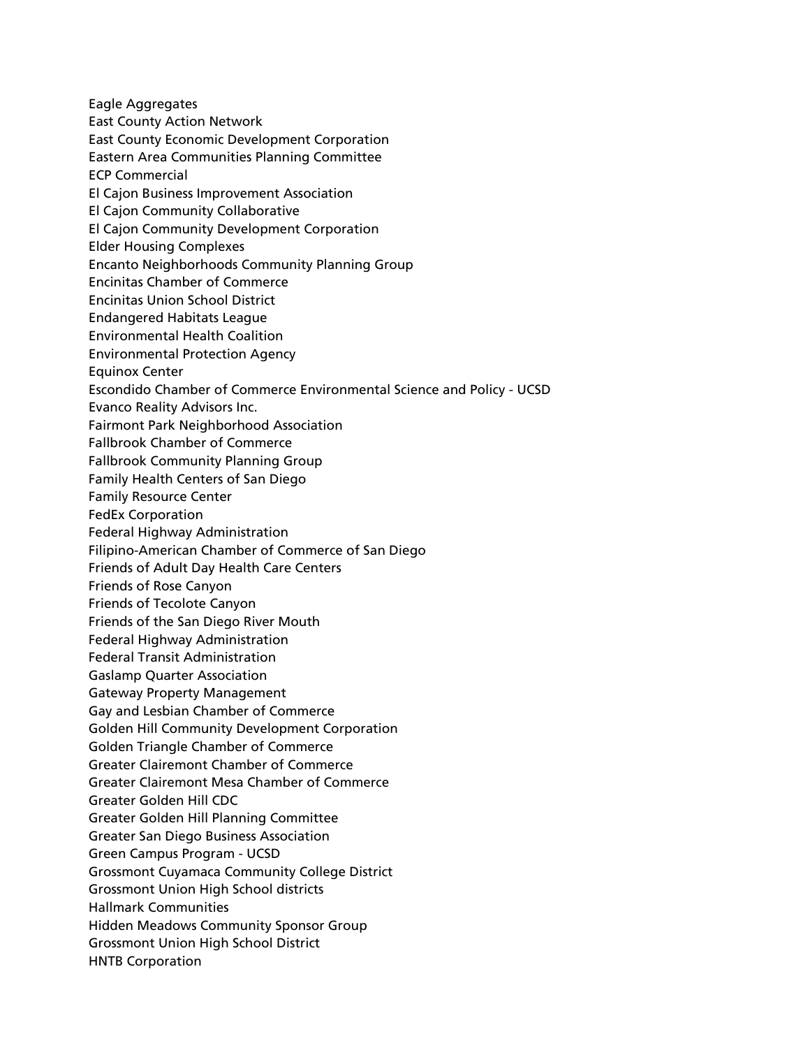Eagle Aggregates
East County Action Network
East County Economic Development Corporation
Eastern Area Communities Planning Committee
ECP Commercial
El Cajon Business Improvement Association
El Cajon Community Collaborative
El Cajon Community Development Corporation
Elder Housing Complexes
Encanto Neighborhoods Community Planning Group
Encinitas Chamber of Commerce
Encinitas Union School District
Endangered Habitats League
Environmental Health Coalition
Environmental Protection Agency
Equinox Center
Escondido Chamber of Commerce Environmental Science and Policy - UCSD
Evanco Reality Advisors Inc.
Fairmont Park Neighborhood Association
Fallbrook Chamber of Commerce
Fallbrook Community Planning Group
Family Health Centers of San Diego
Family Resource Center
FedEx Corporation
Federal Highway Administration
Filipino-American Chamber of Commerce of San Diego
Friends of Adult Day Health Care Centers
Friends of Rose Canyon
Friends of Tecolote Canyon
Friends of the San Diego River Mouth
Federal Highway Administration
Federal Transit Administration
Gaslamp Quarter Association
Gateway Property Management
Gay and Lesbian Chamber of Commerce
Golden Hill Community Development Corporation
Golden Triangle Chamber of Commerce
Greater Clairemont Chamber of Commerce
Greater Clairemont Mesa Chamber of Commerce
Greater Golden Hill CDC
Greater Golden Hill Planning Committee
Greater San Diego Business Association
Green Campus Program - UCSD
Grossmont Cuyamaca Community College District
Grossmont Union High School districts
Hallmark Communities
Hidden Meadows Community Sponsor Group
Grossmont Union High School District
HNTB Corporation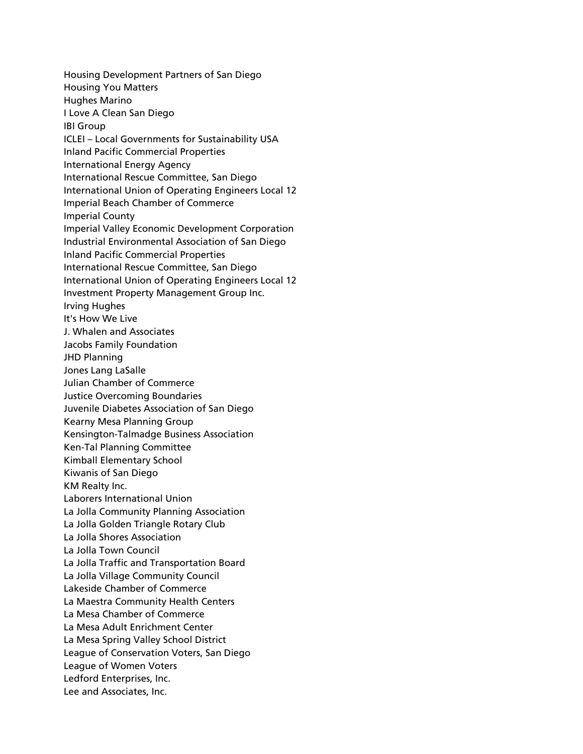Housing Development Partners of San Diego
Housing You Matters
Hughes Marino
I Love A Clean San Diego
IBI Group
ICLEI – Local Governments for Sustainability USA
Inland Pacific Commercial Properties
International Energy Agency
International Rescue Committee, San Diego
International Union of Operating Engineers Local 12
Imperial Beach Chamber of Commerce
Imperial County
Imperial Valley Economic Development Corporation
Industrial Environmental Association of San Diego
Inland Pacific Commercial Properties
International Rescue Committee, San Diego
International Union of Operating Engineers Local 12
Investment Property Management Group Inc.
Irving Hughes
It's How We Live
J. Whalen and Associates
Jacobs Family Foundation
JHD Planning
Jones Lang LaSalle
Julian Chamber of Commerce
Justice Overcoming Boundaries
Juvenile Diabetes Association of San Diego
Kearny Mesa Planning Group
Kensington-Talmadge Business Association
Ken-Tal Planning Committee
Kimball Elementary School
Kiwanis of San Diego
KM Realty Inc.
Laborers International Union
La Jolla Community Planning Association
La Jolla Golden Triangle Rotary Club
La Jolla Shores Association
La Jolla Town Council
La Jolla Traffic and Transportation Board
La Jolla Village Community Council
Lakeside Chamber of Commerce
La Maestra Community Health Centers
La Mesa Chamber of Commerce
La Mesa Adult Enrichment Center
La Mesa Spring Valley School District
League of Conservation Voters, San Diego
League of Women Voters
Ledford Enterprises, Inc.
Lee and Associates, Inc.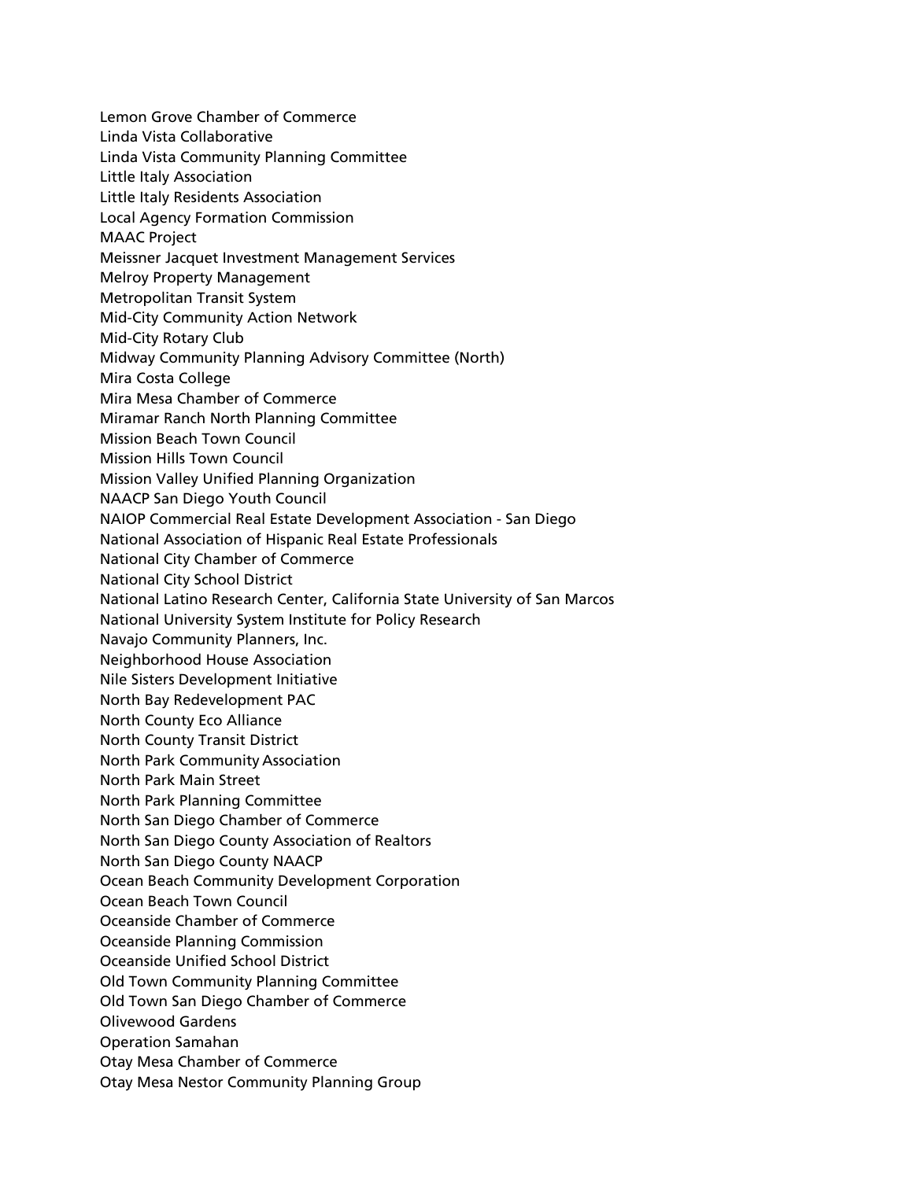Lemon Grove Chamber of Commerce
Linda Vista Collaborative
Linda Vista Community Planning Committee
Little Italy Association
Little Italy Residents Association
Local Agency Formation Commission
MAAC Project
Meissner Jacquet Investment Management Services
Melroy Property Management
Metropolitan Transit System
Mid-City Community Action Network
Mid-City Rotary Club
Midway Community Planning Advisory Committee (North)
Mira Costa College
Mira Mesa Chamber of Commerce
Miramar Ranch North Planning Committee
Mission Beach Town Council
Mission Hills Town Council
Mission Valley Unified Planning Organization
NAACP San Diego Youth Council
NAIOP Commercial Real Estate Development Association - San Diego
National Association of Hispanic Real Estate Professionals
National City Chamber of Commerce
National City School District
National Latino Research Center, California State University of San Marcos
National University System Institute for Policy Research
Navajo Community Planners, Inc.
Neighborhood House Association
Nile Sisters Development Initiative
North Bay Redevelopment PAC
North County Eco Alliance
North County Transit District
North Park Community Association
North Park Main Street
North Park Planning Committee
North San Diego Chamber of Commerce
North San Diego County Association of Realtors
North San Diego County NAACP
Ocean Beach Community Development Corporation
Ocean Beach Town Council
Oceanside Chamber of Commerce
Oceanside Planning Commission
Oceanside Unified School District
Old Town Community Planning Committee
Old Town San Diego Chamber of Commerce
Olivewood Gardens
Operation Samahan
Otay Mesa Chamber of Commerce
Otay Mesa Nestor Community Planning Group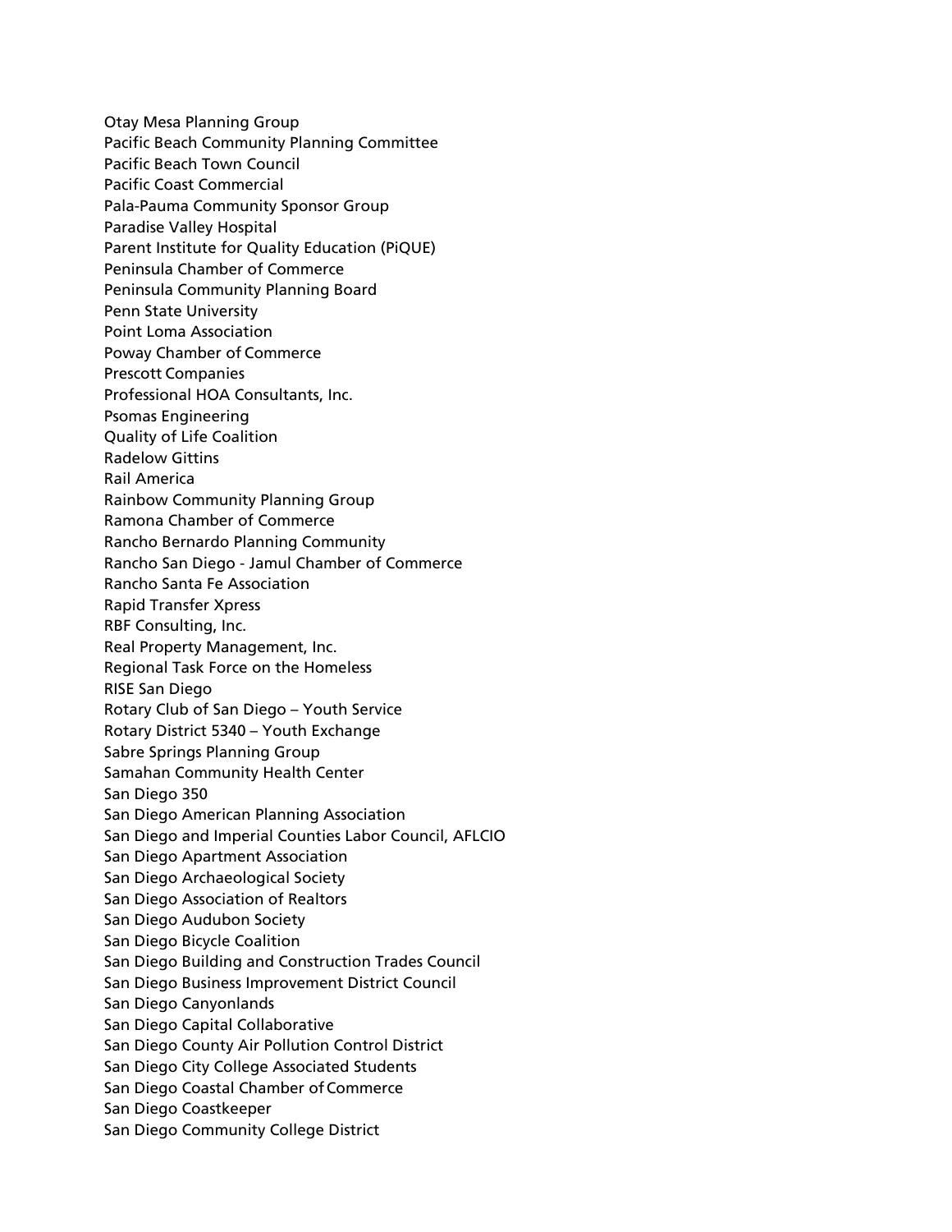Otay Mesa Planning Group
Pacific Beach Community Planning Committee
Pacific Beach Town Council
Pacific Coast Commercial
Pala-Pauma Community Sponsor Group
Paradise Valley Hospital
Parent Institute for Quality Education (PiQUE)
Peninsula Chamber of Commerce
Peninsula Community Planning Board
Penn State University
Point Loma Association
Poway Chamber of Commerce
Prescott Companies
Professional HOA Consultants, Inc.
Psomas Engineering
Quality of Life Coalition
Radelow Gittins
Rail America
Rainbow Community Planning Group
Ramona Chamber of Commerce
Rancho Bernardo Planning Community
Rancho San Diego - Jamul Chamber of Commerce
Rancho Santa Fe Association
Rapid Transfer Xpress
RBF Consulting, Inc.
Real Property Management, Inc.
Regional Task Force on the Homeless
RISE San Diego
Rotary Club of San Diego – Youth Service
Rotary District 5340 – Youth Exchange
Sabre Springs Planning Group
Samahan Community Health Center
San Diego 350
San Diego American Planning Association
San Diego and Imperial Counties Labor Council, AFLCIO
San Diego Apartment Association
San Diego Archaeological Society
San Diego Association of Realtors
San Diego Audubon Society
San Diego Bicycle Coalition
San Diego Building and Construction Trades Council
San Diego Business Improvement District Council
San Diego Canyonlands
San Diego Capital Collaborative
San Diego County Air Pollution Control District
San Diego City College Associated Students
San Diego Coastal Chamber of Commerce
San Diego Coastkeeper
San Diego Community College District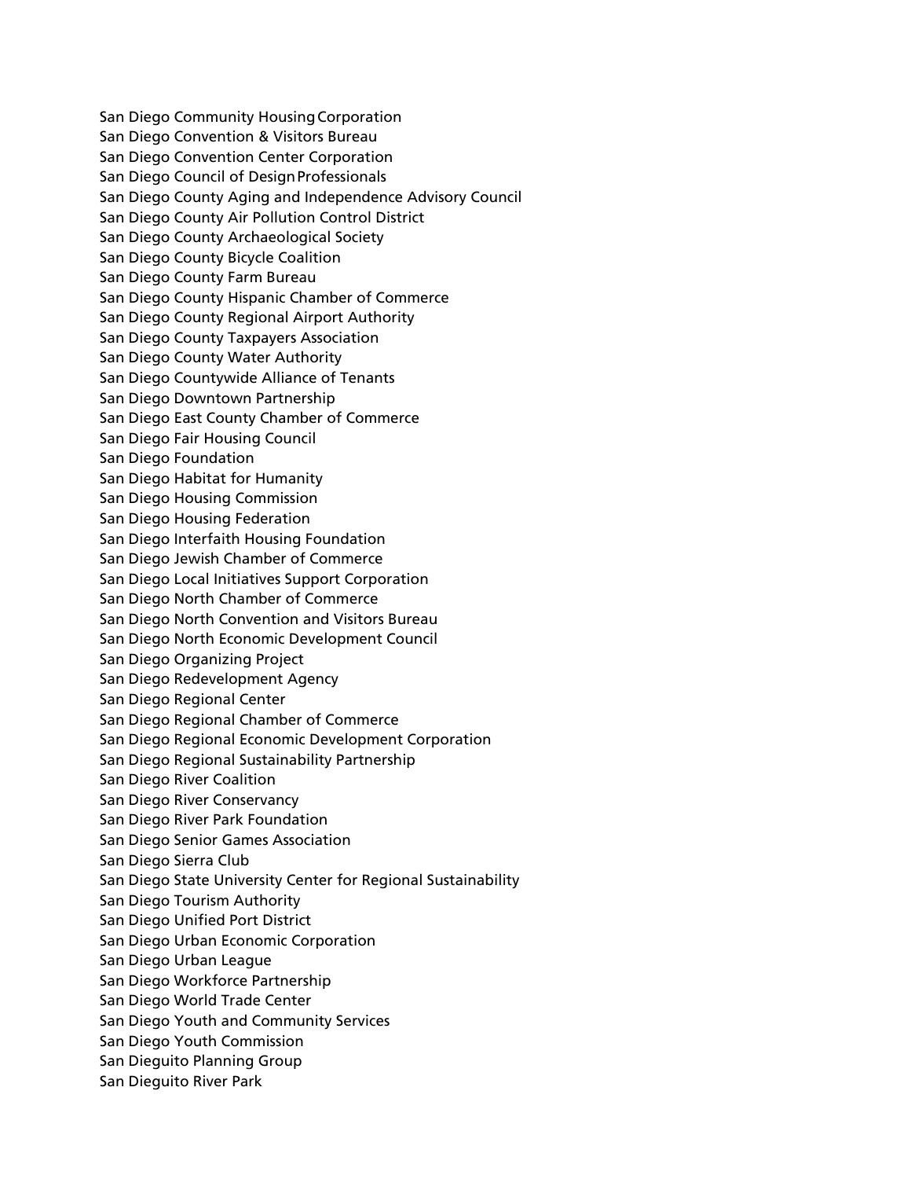San Diego Community Housing Corporation
San Diego Convention & Visitors Bureau
San Diego Convention Center Corporation
San Diego Council of Design Professionals
San Diego County Aging and Independence Advisory Council
San Diego County Air Pollution Control District
San Diego County Archaeological Society
San Diego County Bicycle Coalition
San Diego County Farm Bureau
San Diego County Hispanic Chamber of Commerce
San Diego County Regional Airport Authority
San Diego County Taxpayers Association
San Diego County Water Authority
San Diego Countywide Alliance of Tenants
San Diego Downtown Partnership
San Diego East County Chamber of Commerce
San Diego Fair Housing Council
San Diego Foundation
San Diego Habitat for Humanity
San Diego Housing Commission
San Diego Housing Federation
San Diego Interfaith Housing Foundation
San Diego Jewish Chamber of Commerce
San Diego Local Initiatives Support Corporation
San Diego North Chamber of Commerce
San Diego North Convention and Visitors Bureau
San Diego North Economic Development Council
San Diego Organizing Project
San Diego Redevelopment Agency
San Diego Regional Center
San Diego Regional Chamber of Commerce
San Diego Regional Economic Development Corporation
San Diego Regional Sustainability Partnership
San Diego River Coalition
San Diego River Conservancy
San Diego River Park Foundation
San Diego Senior Games Association
San Diego Sierra Club
San Diego State University Center for Regional Sustainability
San Diego Tourism Authority
San Diego Unified Port District
San Diego Urban Economic Corporation
San Diego Urban League
San Diego Workforce Partnership
San Diego World Trade Center
San Diego Youth and Community Services
San Diego Youth Commission
San Dieguito Planning Group
San Dieguito River Park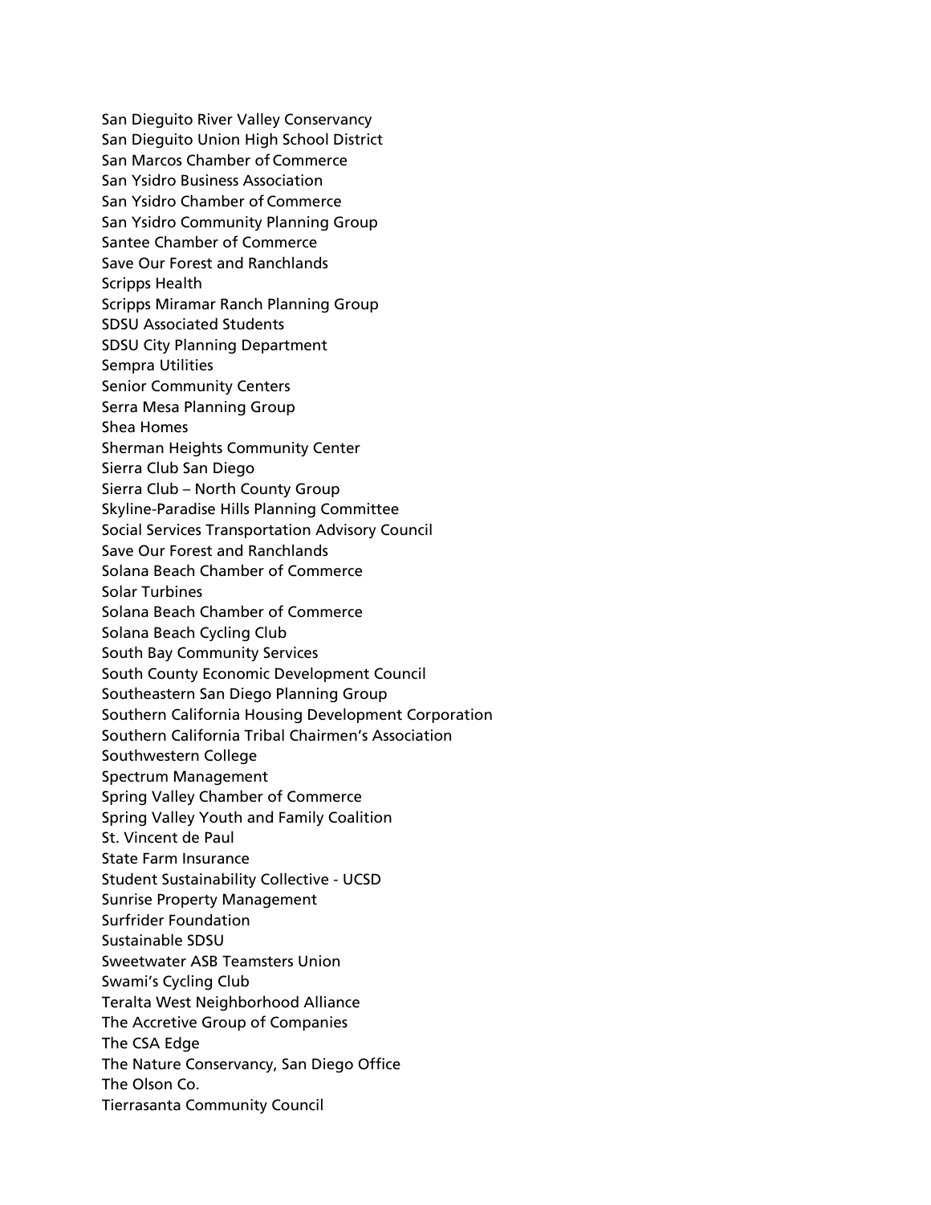San Dieguito River Valley Conservancy
San Dieguito Union High School District
San Marcos Chamber of Commerce
San Ysidro Business Association
San Ysidro Chamber of Commerce
San Ysidro Community Planning Group
Santee Chamber of Commerce
Save Our Forest and Ranchlands
Scripps Health
Scripps Miramar Ranch Planning Group
SDSU Associated Students
SDSU City Planning Department
Sempra Utilities
Senior Community Centers
Serra Mesa Planning Group
Shea Homes
Sherman Heights Community Center
Sierra Club San Diego
Sierra Club – North County Group
Skyline-Paradise Hills Planning Committee
Social Services Transportation Advisory Council
Save Our Forest and Ranchlands
Solana Beach Chamber of Commerce
Solar Turbines
Solana Beach Chamber of Commerce
Solana Beach Cycling Club
South Bay Community Services
South County Economic Development Council
Southeastern San Diego Planning Group
Southern California Housing Development Corporation
Southern California Tribal Chairmen's Association
Southwestern College
Spectrum Management
Spring Valley Chamber of Commerce
Spring Valley Youth and Family Coalition
St. Vincent de Paul
State Farm Insurance
Student Sustainability Collective - UCSD
Sunrise Property Management
Surfrider Foundation
Sustainable SDSU
Sweetwater ASB Teamsters Union
Swami's Cycling Club
Teralta West Neighborhood Alliance
The Accretive Group of Companies
The CSA Edge
The Nature Conservancy, San Diego Office
The Olson Co.
Tierrasanta Community Council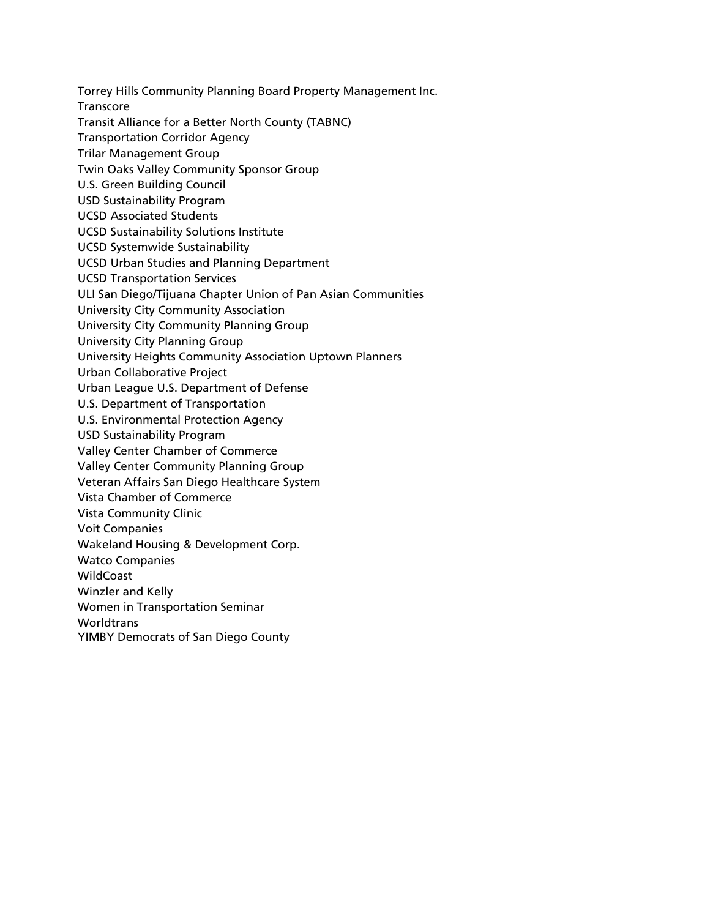Torrey Hills Community Planning Board Property Management Inc.
Transcore
Transit Alliance for a Better North County (TABNC)
Transportation Corridor Agency
Trilar Management Group
Twin Oaks Valley Community Sponsor Group
U.S. Green Building Council
USD Sustainability Program
UCSD Associated Students
UCSD Sustainability Solutions Institute
UCSD Systemwide Sustainability
UCSD Urban Studies and Planning Department
UCSD Transportation Services
ULI San Diego/Tijuana Chapter Union of Pan Asian Communities
University City Community Association
University City Community Planning Group
University City Planning Group
University Heights Community Association Uptown Planners
Urban Collaborative Project
Urban League U.S. Department of Defense
U.S. Department of Transportation
U.S. Environmental Protection Agency
USD Sustainability Program
Valley Center Chamber of Commerce
Valley Center Community Planning Group
Veteran Affairs San Diego Healthcare System
Vista Chamber of Commerce
Vista Community Clinic
Voit Companies
Wakeland Housing & Development Corp.
Watco Companies
WildCoast
Winzler and Kelly
Women in Transportation Seminar
Worldtrans
YIMBY Democrats of San Diego County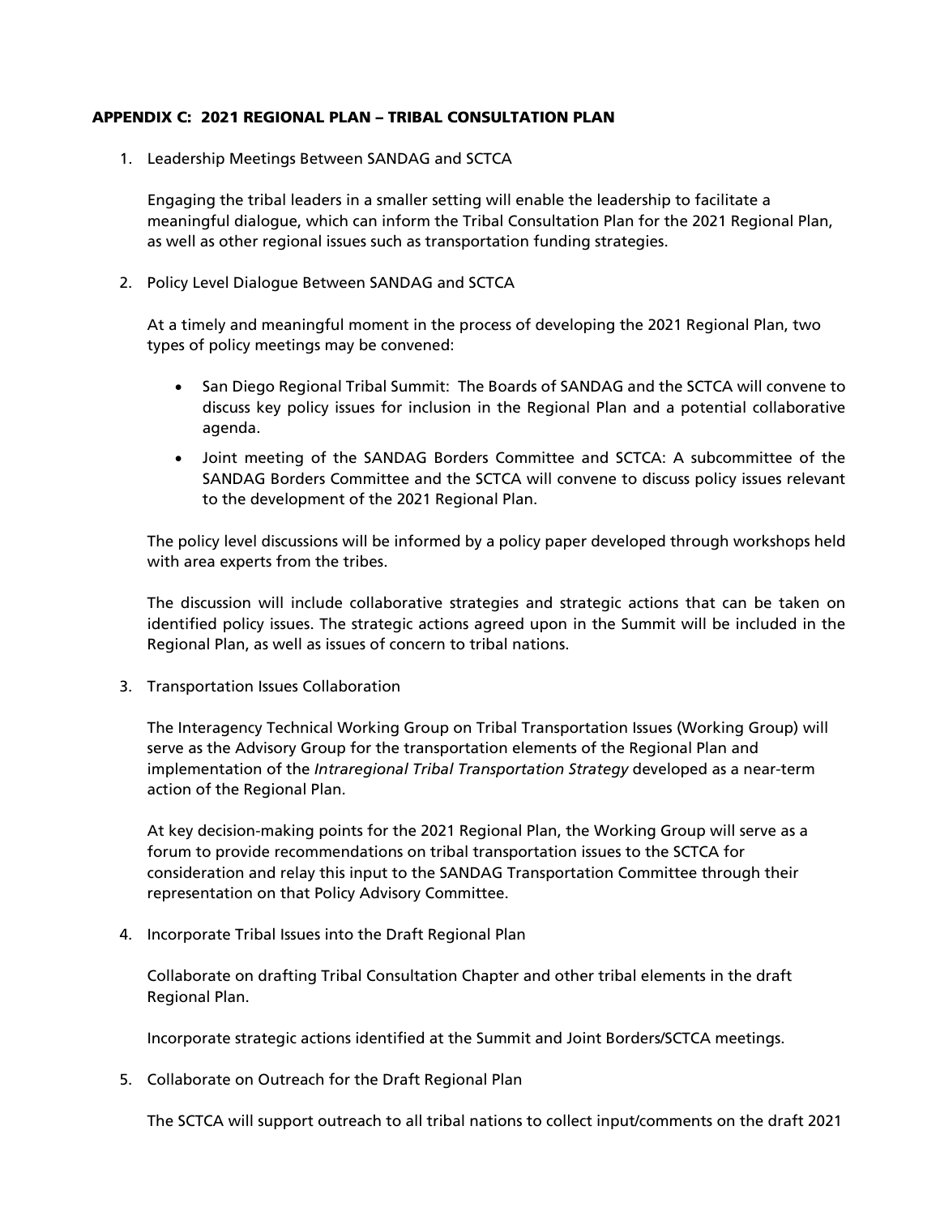## APPENDIX C: 2021 REGIONAL PLAN – TRIBAL CONSULTATION PLAN

1. Leadership Meetings Between SANDAG and SCTCA

   Engaging the tribal leaders in a smaller setting will enable the leadership to facilitate a meaningful dialogue, which can inform the Tribal Consultation Plan for the 2021 Regional Plan, as well as other regional issues such as transportation funding strategies.

2. Policy Level Dialogue Between SANDAG and SCTCA

   At a timely and meaningful moment in the process of developing the 2021 Regional Plan, two types of policy meetings may be convened:

   - San Diego Regional Tribal Summit: The Boards of SANDAG and the SCTCA will convene to discuss key policy issues for inclusion in the Regional Plan and a potential collaborative agenda.
   - Joint meeting of the SANDAG Borders Committee and SCTCA: A subcommittee of the SANDAG Borders Committee and the SCTCA will convene to discuss policy issues relevant to the development of the 2021 Regional Plan.

   The policy level discussions will be informed by a policy paper developed through workshops held with area experts from the tribes.

   The discussion will include collaborative strategies and strategic actions that can be taken on identified policy issues. The strategic actions agreed upon in the Summit will be included in the Regional Plan, as well as issues of concern to tribal nations.

3. Transportation Issues Collaboration

   The Interagency Technical Working Group on Tribal Transportation Issues (Working Group) will serve as the Advisory Group for the transportation elements of the Regional Plan and implementation of the *Intraregional Tribal Transportation Strategy* developed as a near-term action of the Regional Plan.

   At key decision-making points for the 2021 Regional Plan, the Working Group will serve as a forum to provide recommendations on tribal transportation issues to the SCTCA for consideration and relay this input to the SANDAG Transportation Committee through their representation on that Policy Advisory Committee.

4. Incorporate Tribal Issues into the Draft Regional Plan

   Collaborate on drafting Tribal Consultation Chapter and other tribal elements in the draft Regional Plan.

   Incorporate strategic actions identified at the Summit and Joint Borders/SCTCA meetings.

5. Collaborate on Outreach for the Draft Regional Plan

   The SCTCA will support outreach to all tribal nations to collect input/comments on the draft 2021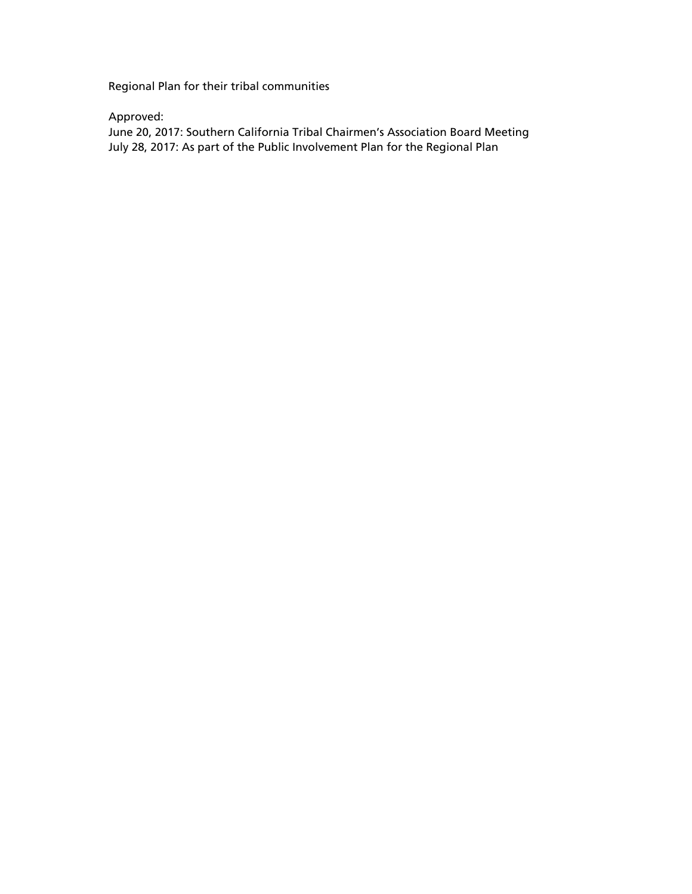Regional Plan for their tribal communities

Approved:
June 20, 2017: Southern California Tribal Chairmen's Association Board Meeting
July 28, 2017: As part of the Public Involvement Plan for the Regional Plan